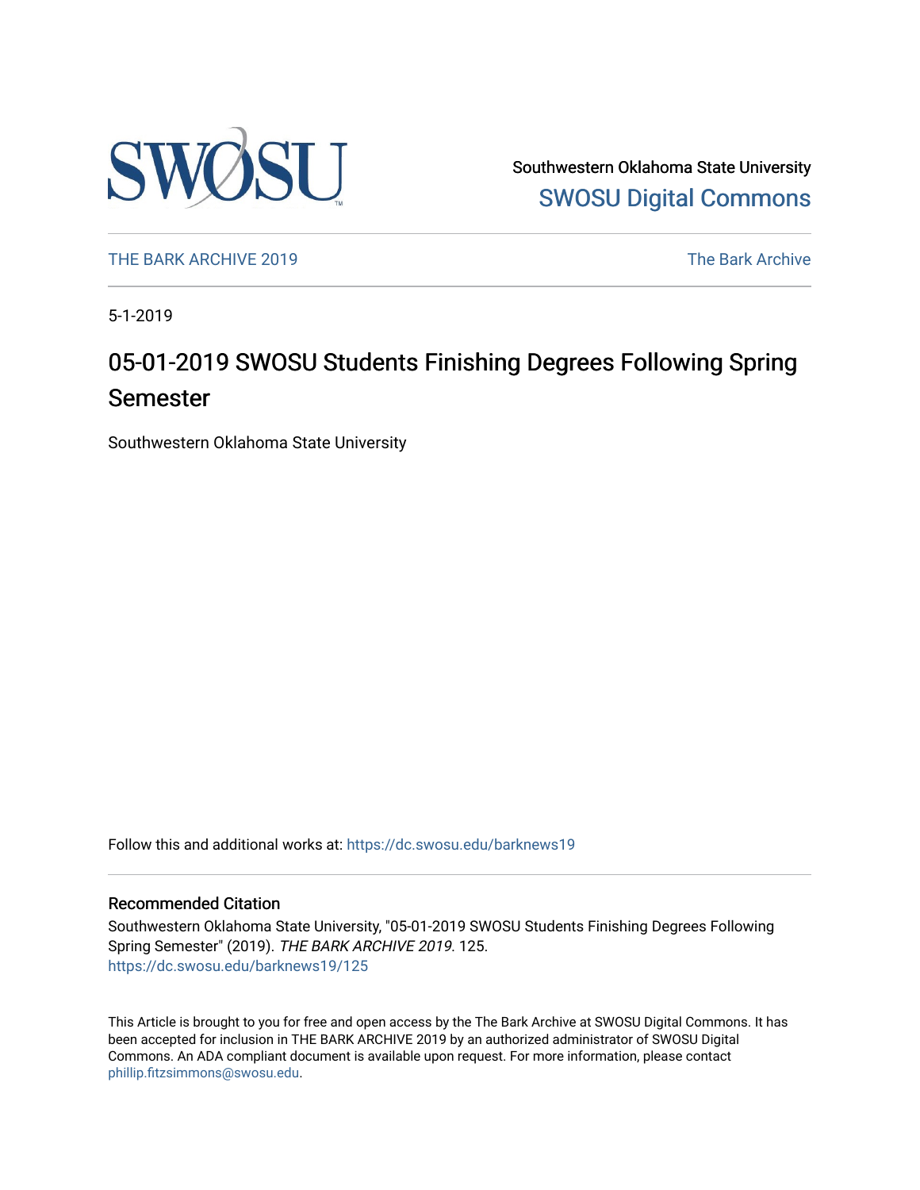Southwestern Oklahoma State University

SWOSU Digital Commons

THE BARK ARCHIVE 2019

The Bark Archive

5-1-2019

# 05-01-2019 SWOSU Students Finishing Degrees Following Spring Semester

Southwestern Oklahoma State University

Follow this and additional works at: https://dc.swosu.edu/barknews19

## Recommended Citation

Southwestern Oklahoma State University, "05-01-2019 SWOSU Students Finishing Degrees Following Spring Semester" (2019). *THE BARK ARCHIVE 2019*. 125.
https://dc.swosu.edu/barknews19/125

This Article is brought to you for free and open access by the The Bark Archive at SWOSU Digital Commons. It has been accepted for inclusion in THE BARK ARCHIVE 2019 by an authorized administrator of SWOSU Digital Commons. An ADA compliant document is available upon request. For more information, please contact phillip.fitzsimmons@swosu.edu.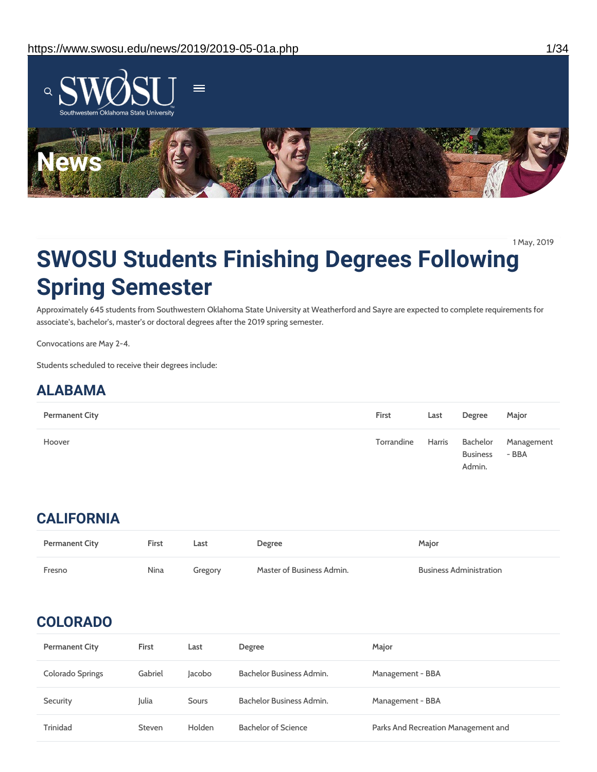# SWOSU Students Finishing Degrees Following Spring Semester

1 May, 2019

Approximately 645 students from Southwestern Oklahoma State University at Weatherford and Sayre are expected to complete requirements for associate's, bachelor's, master's or doctoral degrees after the 2019 spring semester.

Convocations are May 2-4.

Students scheduled to receive their degrees include:

## ALABAMA

| Permanent City | First | Last | Degree | Major |
|---|---|---|---|---|
| Hoover | Torrandine | Harris | Bachelor Business Admin. | Management - BBA |

## CALIFORNIA

| Permanent City | First | Last | Degree | Major |
|---|---|---|---|---|
| Fresno | Nina | Gregory | Master of Business Admin. | Business Administration |

## COLORADO

| Permanent City | First | Last | Degree | Major |
|---|---|---|---|---|
| Colorado Springs | Gabriel | Jacobo | Bachelor Business Admin. | Management - BBA |
| Security | Julia | Sours | Bachelor Business Admin. | Management - BBA |
| Trinidad | Steven | Holden | Bachelor of Science | Parks And Recreation Management and |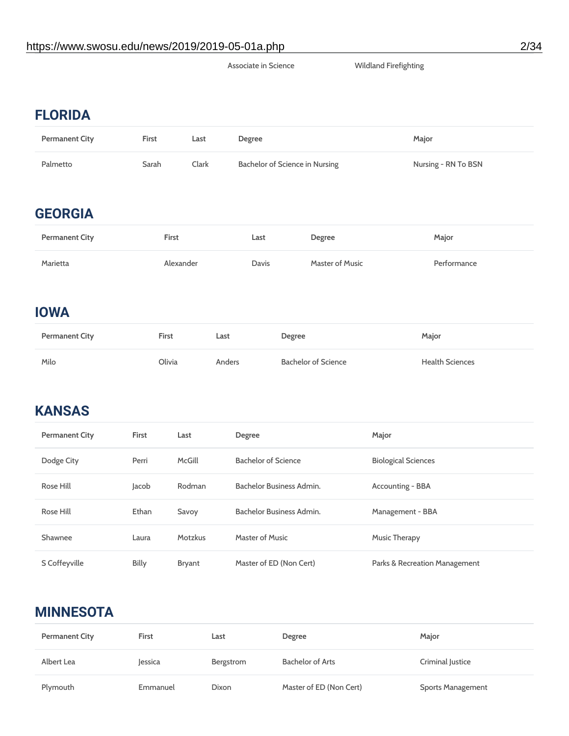| | | | Associate in Science | Wildland Firefighting |
|---|---|---|---|---|

## FLORIDA

| Permanent City | First | Last | Degree | Major |
|---|---|---|---|---|
| Palmetto | Sarah | Clark | Bachelor of Science in Nursing | Nursing - RN To BSN |

## GEORGIA

| Permanent City | First | Last | Degree | Major |
|---|---|---|---|---|
| Marietta | Alexander | Davis | Master of Music | Performance |

## IOWA

| Permanent City | First | Last | Degree | Major |
|---|---|---|---|---|
| Milo | Olivia | Anders | Bachelor of Science | Health Sciences |

## KANSAS

| Permanent City | First | Last | Degree | Major |
|---|---|---|---|---|
| Dodge City | Perri | McGill | Bachelor of Science | Biological Sciences |
| Rose Hill | Jacob | Rodman | Bachelor Business Admin. | Accounting - BBA |
| Rose Hill | Ethan | Savoy | Bachelor Business Admin. | Management - BBA |
| Shawnee | Laura | Motzkus | Master of Music | Music Therapy |
| S Coffeyville | Billy | Bryant | Master of ED (Non Cert) | Parks & Recreation Management |

## MINNESOTA

| Permanent City | First | Last | Degree | Major |
|---|---|---|---|---|
| Albert Lea | Jessica | Bergstrom | Bachelor of Arts | Criminal Justice |
| Plymouth | Emmanuel | Dixon | Master of ED (Non Cert) | Sports Management |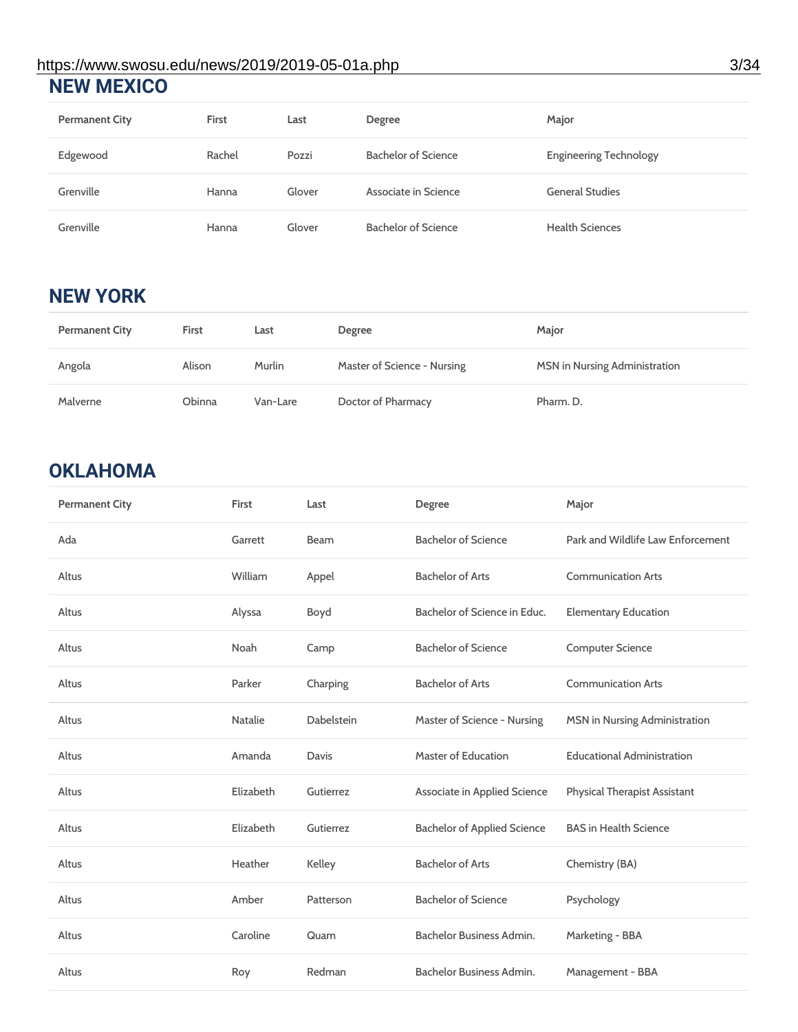## NEW MEXICO

| Permanent City | First | Last | Degree | Major |
|---|---|---|---|---|
| Edgewood | Rachel | Pozzi | Bachelor of Science | Engineering Technology |
| Grenville | Hanna | Glover | Associate in Science | General Studies |
| Grenville | Hanna | Glover | Bachelor of Science | Health Sciences |

## NEW YORK

| Permanent City | First | Last | Degree | Major |
|---|---|---|---|---|
| Angola | Alison | Murlin | Master of Science - Nursing | MSN in Nursing Administration |
| Malverne | Obinna | Van-Lare | Doctor of Pharmacy | Pharm. D. |

## OKLAHOMA

| Permanent City | First | Last | Degree | Major |
|---|---|---|---|---|
| Ada | Garrett | Beam | Bachelor of Science | Park and Wildlife Law Enforcement |
| Altus | William | Appel | Bachelor of Arts | Communication Arts |
| Altus | Alyssa | Boyd | Bachelor of Science in Educ. | Elementary Education |
| Altus | Noah | Camp | Bachelor of Science | Computer Science |
| Altus | Parker | Charping | Bachelor of Arts | Communication Arts |
| Altus | Natalie | Dabelstein | Master of Science - Nursing | MSN in Nursing Administration |
| Altus | Amanda | Davis | Master of Education | Educational Administration |
| Altus | Elizabeth | Gutierrez | Associate in Applied Science | Physical Therapist Assistant |
| Altus | Elizabeth | Gutierrez | Bachelor of Applied Science | BAS in Health Science |
| Altus | Heather | Kelley | Bachelor of Arts | Chemistry (BA) |
| Altus | Amber | Patterson | Bachelor of Science | Psychology |
| Altus | Caroline | Quam | Bachelor Business Admin. | Marketing - BBA |
| Altus | Roy | Redman | Bachelor Business Admin. | Management - BBA |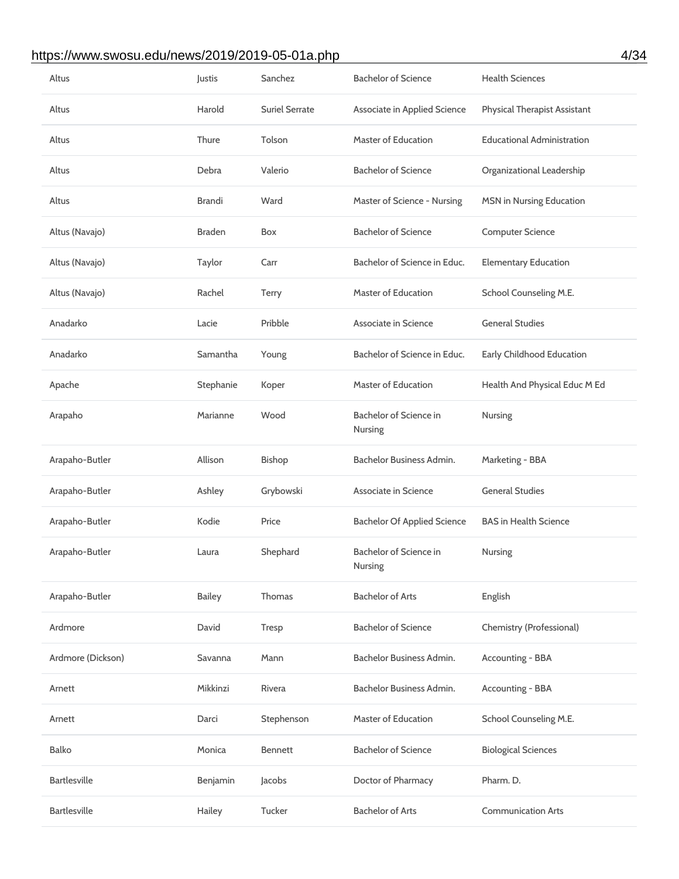| Altus | Justis | Sanchez | Bachelor of Science | Health Sciences |
|---|---|---|---|---|
| Altus | Harold | Suriel Serrate | Associate in Applied Science | Physical Therapist Assistant |
| Altus | Thure | Tolson | Master of Education | Educational Administration |
| Altus | Debra | Valerio | Bachelor of Science | Organizational Leadership |
| Altus | Brandi | Ward | Master of Science - Nursing | MSN in Nursing Education |
| Altus (Navajo) | Braden | Box | Bachelor of Science | Computer Science |
| Altus (Navajo) | Taylor | Carr | Bachelor of Science in Educ. | Elementary Education |
| Altus (Navajo) | Rachel | Terry | Master of Education | School Counseling M.E. |
| Anadarko | Lacie | Pribble | Associate in Science | General Studies |
| Anadarko | Samantha | Young | Bachelor of Science in Educ. | Early Childhood Education |
| Apache | Stephanie | Koper | Master of Education | Health And Physical Educ M Ed |
| Arapaho | Marianne | Wood | Bachelor of Science in Nursing | Nursing |
| Arapaho-Butler | Allison | Bishop | Bachelor Business Admin. | Marketing - BBA |
| Arapaho-Butler | Ashley | Grybowski | Associate in Science | General Studies |
| Arapaho-Butler | Kodie | Price | Bachelor Of Applied Science | BAS in Health Science |
| Arapaho-Butler | Laura | Shephard | Bachelor of Science in Nursing | Nursing |
| Arapaho-Butler | Bailey | Thomas | Bachelor of Arts | English |
| Ardmore | David | Tresp | Bachelor of Science | Chemistry (Professional) |
| Ardmore (Dickson) | Savanna | Mann | Bachelor Business Admin. | Accounting - BBA |
| Arnett | Mikkinzi | Rivera | Bachelor Business Admin. | Accounting - BBA |
| Arnett | Darci | Stephenson | Master of Education | School Counseling M.E. |
| Balko | Monica | Bennett | Bachelor of Science | Biological Sciences |
| Bartlesville | Benjamin | Jacobs | Doctor of Pharmacy | Pharm. D. |
| Bartlesville | Hailey | Tucker | Bachelor of Arts | Communication Arts |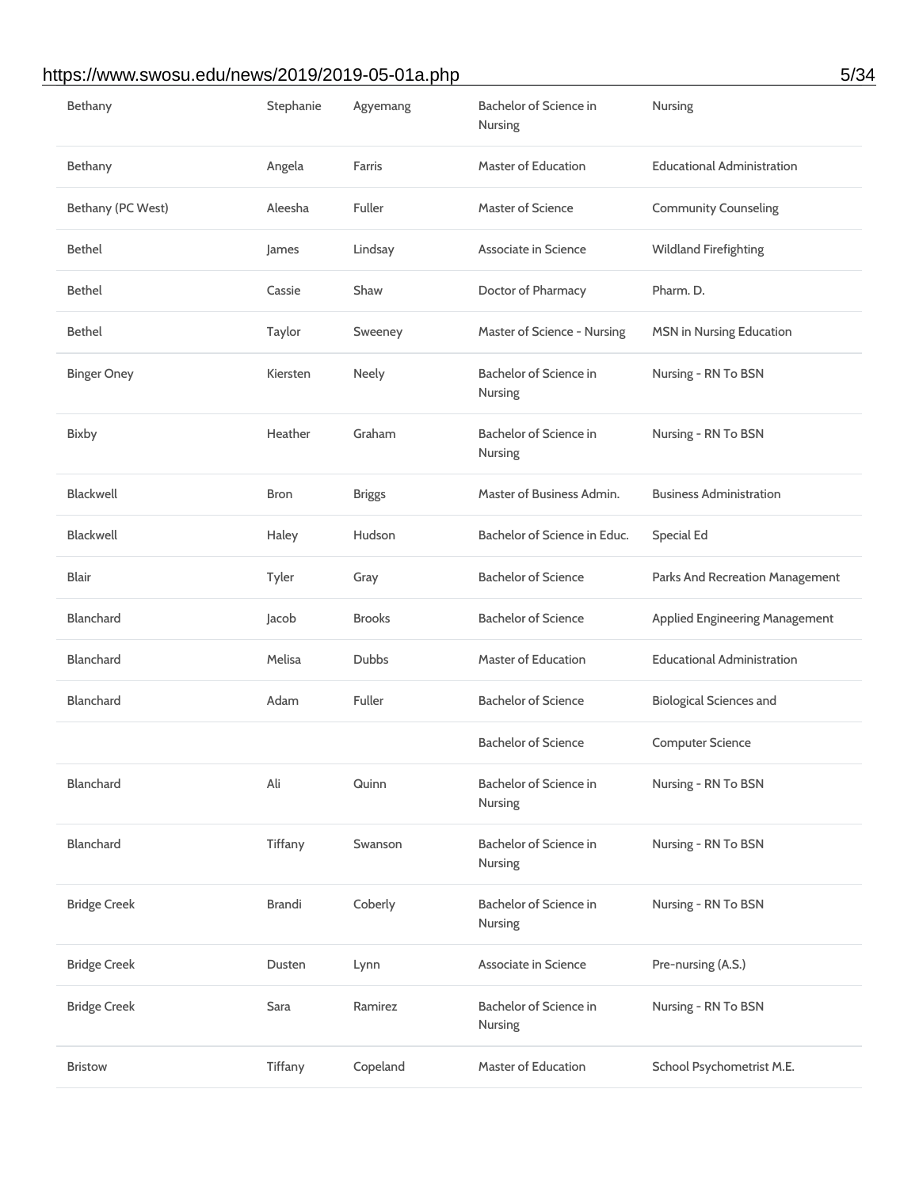| | | | | |
|---|---|---|---|---|
| Bethany | Stephanie | Agyemang | Bachelor of Science in Nursing | Nursing |
| Bethany | Angela | Farris | Master of Education | Educational Administration |
| Bethany (PC West) | Aleesha | Fuller | Master of Science | Community Counseling |
| Bethel | James | Lindsay | Associate in Science | Wildland Firefighting |
| Bethel | Cassie | Shaw | Doctor of Pharmacy | Pharm. D. |
| Bethel | Taylor | Sweeney | Master of Science - Nursing | MSN in Nursing Education |
| Binger Oney | Kiersten | Neely | Bachelor of Science in Nursing | Nursing - RN To BSN |
| Bixby | Heather | Graham | Bachelor of Science in Nursing | Nursing - RN To BSN |
| Blackwell | Bron | Briggs | Master of Business Admin. | Business Administration |
| Blackwell | Haley | Hudson | Bachelor of Science in Educ. | Special Ed |
| Blair | Tyler | Gray | Bachelor of Science | Parks And Recreation Management |
| Blanchard | Jacob | Brooks | Bachelor of Science | Applied Engineering Management |
| Blanchard | Melisa | Dubbs | Master of Education | Educational Administration |
| Blanchard | Adam | Fuller | Bachelor of Science | Biological Sciences and |
| | | | Bachelor of Science | Computer Science |
| Blanchard | Ali | Quinn | Bachelor of Science in Nursing | Nursing - RN To BSN |
| Blanchard | Tiffany | Swanson | Bachelor of Science in Nursing | Nursing - RN To BSN |
| Bridge Creek | Brandi | Coberly | Bachelor of Science in Nursing | Nursing - RN To BSN |
| Bridge Creek | Dusten | Lynn | Associate in Science | Pre-nursing (A.S.) |
| Bridge Creek | Sara | Ramirez | Bachelor of Science in Nursing | Nursing - RN To BSN |
| Bristow | Tiffany | Copeland | Master of Education | School Psychometrist M.E. |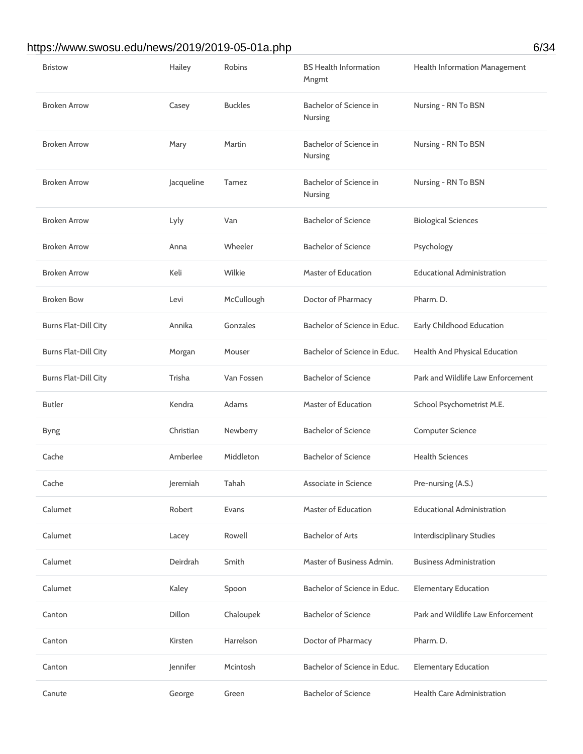| | | | | |
|---|---|---|---|---|
| Bristow | Hailey | Robins | BS Health Information Mngmt | Health Information Management |
| Broken Arrow | Casey | Buckles | Bachelor of Science in Nursing | Nursing - RN To BSN |
| Broken Arrow | Mary | Martin | Bachelor of Science in Nursing | Nursing - RN To BSN |
| Broken Arrow | Jacqueline | Tamez | Bachelor of Science in Nursing | Nursing - RN To BSN |
| Broken Arrow | Lyly | Van | Bachelor of Science | Biological Sciences |
| Broken Arrow | Anna | Wheeler | Bachelor of Science | Psychology |
| Broken Arrow | Keli | Wilkie | Master of Education | Educational Administration |
| Broken Bow | Levi | McCullough | Doctor of Pharmacy | Pharm. D. |
| Burns Flat-Dill City | Annika | Gonzales | Bachelor of Science in Educ. | Early Childhood Education |
| Burns Flat-Dill City | Morgan | Mouser | Bachelor of Science in Educ. | Health And Physical Education |
| Burns Flat-Dill City | Trisha | Van Fossen | Bachelor of Science | Park and Wildlife Law Enforcement |
| Butler | Kendra | Adams | Master of Education | School Psychometrist M.E. |
| Byng | Christian | Newberry | Bachelor of Science | Computer Science |
| Cache | Amberlee | Middleton | Bachelor of Science | Health Sciences |
| Cache | Jeremiah | Tahah | Associate in Science | Pre-nursing (A.S.) |
| Calumet | Robert | Evans | Master of Education | Educational Administration |
| Calumet | Lacey | Rowell | Bachelor of Arts | Interdisciplinary Studies |
| Calumet | Deirdrah | Smith | Master of Business Admin. | Business Administration |
| Calumet | Kaley | Spoon | Bachelor of Science in Educ. | Elementary Education |
| Canton | Dillon | Chaloupek | Bachelor of Science | Park and Wildlife Law Enforcement |
| Canton | Kirsten | Harrelson | Doctor of Pharmacy | Pharm. D. |
| Canton | Jennifer | Mcintosh | Bachelor of Science in Educ. | Elementary Education |
| Canute | George | Green | Bachelor of Science | Health Care Administration |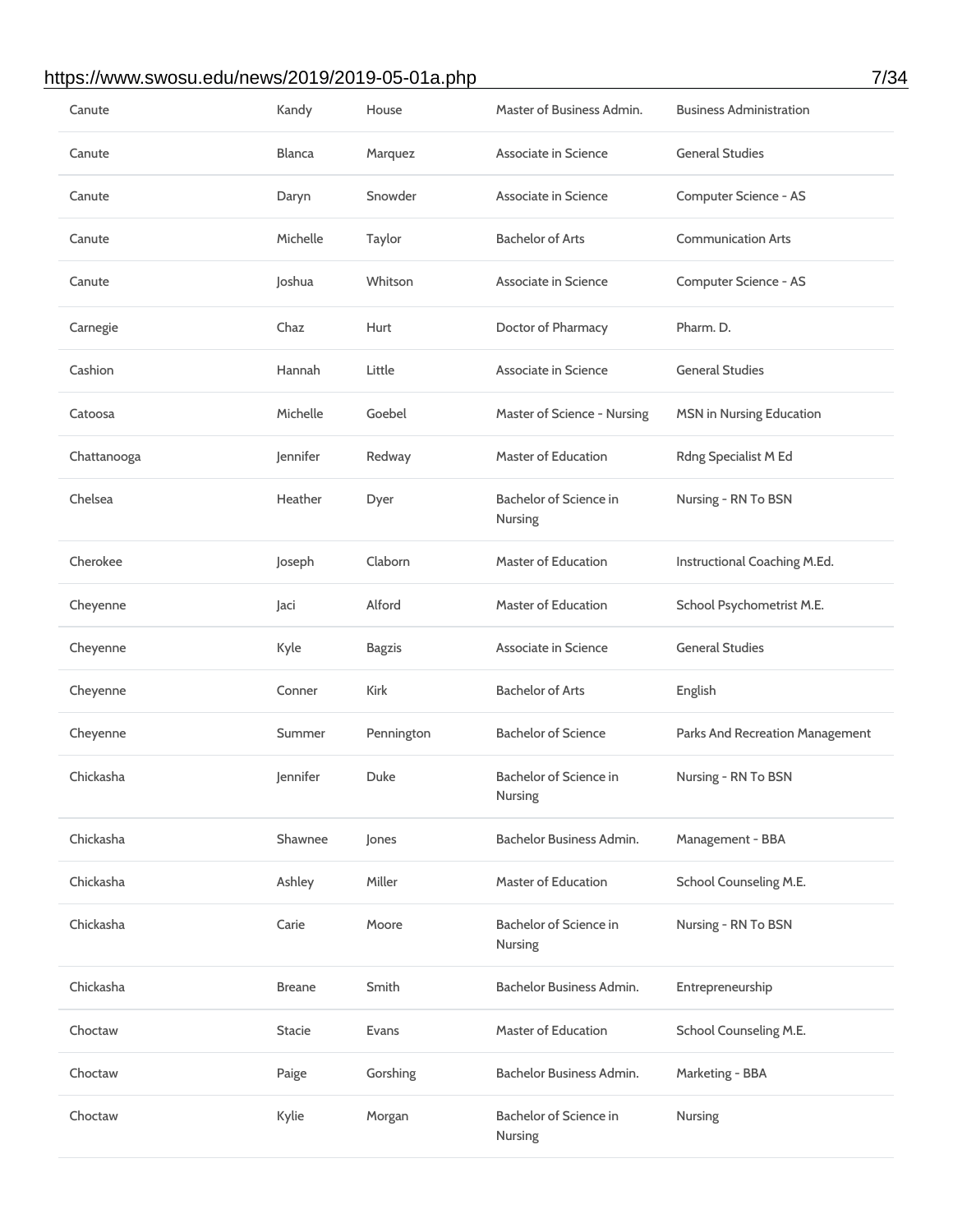| | | | | |
|---|---|---|---|---|
| Canute | Kandy | House | Master of Business Admin. | Business Administration |
| Canute | Blanca | Marquez | Associate in Science | General Studies |
| Canute | Daryn | Snowder | Associate in Science | Computer Science - AS |
| Canute | Michelle | Taylor | Bachelor of Arts | Communication Arts |
| Canute | Joshua | Whitson | Associate in Science | Computer Science - AS |
| Carnegie | Chaz | Hurt | Doctor of Pharmacy | Pharm. D. |
| Cashion | Hannah | Little | Associate in Science | General Studies |
| Catoosa | Michelle | Goebel | Master of Science - Nursing | MSN in Nursing Education |
| Chattanooga | Jennifer | Redway | Master of Education | Rdng Specialist M Ed |
| Chelsea | Heather | Dyer | Bachelor of Science in Nursing | Nursing - RN To BSN |
| Cherokee | Joseph | Claborn | Master of Education | Instructional Coaching M.Ed. |
| Cheyenne | Jaci | Alford | Master of Education | School Psychometrist M.E. |
| Cheyenne | Kyle | Bagzis | Associate in Science | General Studies |
| Cheyenne | Conner | Kirk | Bachelor of Arts | English |
| Cheyenne | Summer | Pennington | Bachelor of Science | Parks And Recreation Management |
| Chickasha | Jennifer | Duke | Bachelor of Science in Nursing | Nursing - RN To BSN |
| Chickasha | Shawnee | Jones | Bachelor Business Admin. | Management - BBA |
| Chickasha | Ashley | Miller | Master of Education | School Counseling M.E. |
| Chickasha | Carie | Moore | Bachelor of Science in Nursing | Nursing - RN To BSN |
| Chickasha | Breane | Smith | Bachelor Business Admin. | Entrepreneurship |
| Choctaw | Stacie | Evans | Master of Education | School Counseling M.E. |
| Choctaw | Paige | Gorshing | Bachelor Business Admin. | Marketing - BBA |
| Choctaw | Kylie | Morgan | Bachelor of Science in Nursing | Nursing |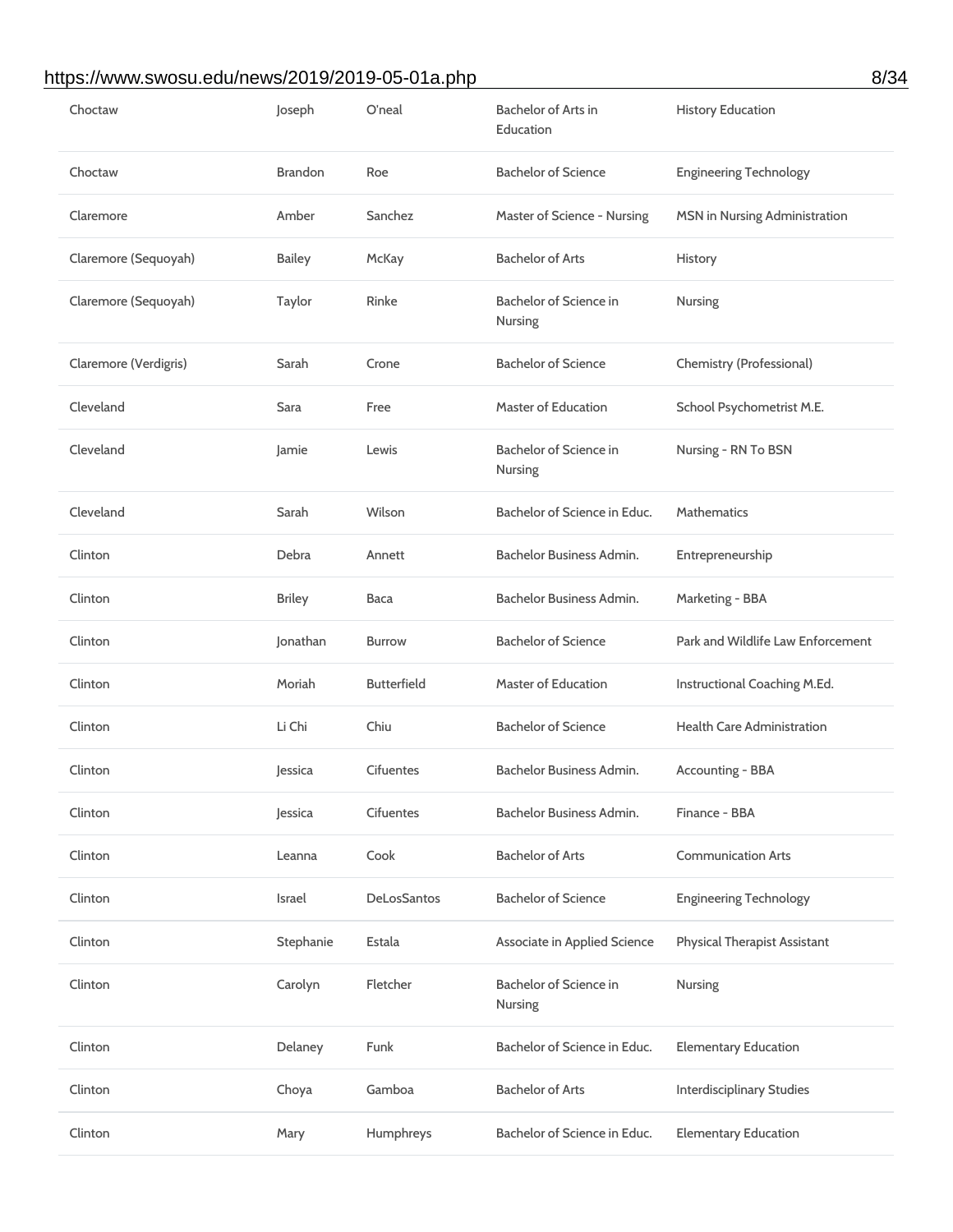| | | | | |
|---|---|---|---|---|
| Choctaw | Joseph | O'neal | Bachelor of Arts in Education | History Education |
| Choctaw | Brandon | Roe | Bachelor of Science | Engineering Technology |
| Claremore | Amber | Sanchez | Master of Science - Nursing | MSN in Nursing Administration |
| Claremore (Sequoyah) | Bailey | McKay | Bachelor of Arts | History |
| Claremore (Sequoyah) | Taylor | Rinke | Bachelor of Science in Nursing | Nursing |
| Claremore (Verdigris) | Sarah | Crone | Bachelor of Science | Chemistry (Professional) |
| Cleveland | Sara | Free | Master of Education | School Psychometrist M.E. |
| Cleveland | Jamie | Lewis | Bachelor of Science in Nursing | Nursing - RN To BSN |
| Cleveland | Sarah | Wilson | Bachelor of Science in Educ. | Mathematics |
| Clinton | Debra | Annett | Bachelor Business Admin. | Entrepreneurship |
| Clinton | Briley | Baca | Bachelor Business Admin. | Marketing - BBA |
| Clinton | Jonathan | Burrow | Bachelor of Science | Park and Wildlife Law Enforcement |
| Clinton | Moriah | Butterfield | Master of Education | Instructional Coaching M.Ed. |
| Clinton | Li Chi | Chiu | Bachelor of Science | Health Care Administration |
| Clinton | Jessica | Cifuentes | Bachelor Business Admin. | Accounting - BBA |
| Clinton | Jessica | Cifuentes | Bachelor Business Admin. | Finance - BBA |
| Clinton | Leanna | Cook | Bachelor of Arts | Communication Arts |
| Clinton | Israel | DeLosSantos | Bachelor of Science | Engineering Technology |
| Clinton | Stephanie | Estala | Associate in Applied Science | Physical Therapist Assistant |
| Clinton | Carolyn | Fletcher | Bachelor of Science in Nursing | Nursing |
| Clinton | Delaney | Funk | Bachelor of Science in Educ. | Elementary Education |
| Clinton | Choya | Gamboa | Bachelor of Arts | Interdisciplinary Studies |
| Clinton | Mary | Humphreys | Bachelor of Science in Educ. | Elementary Education |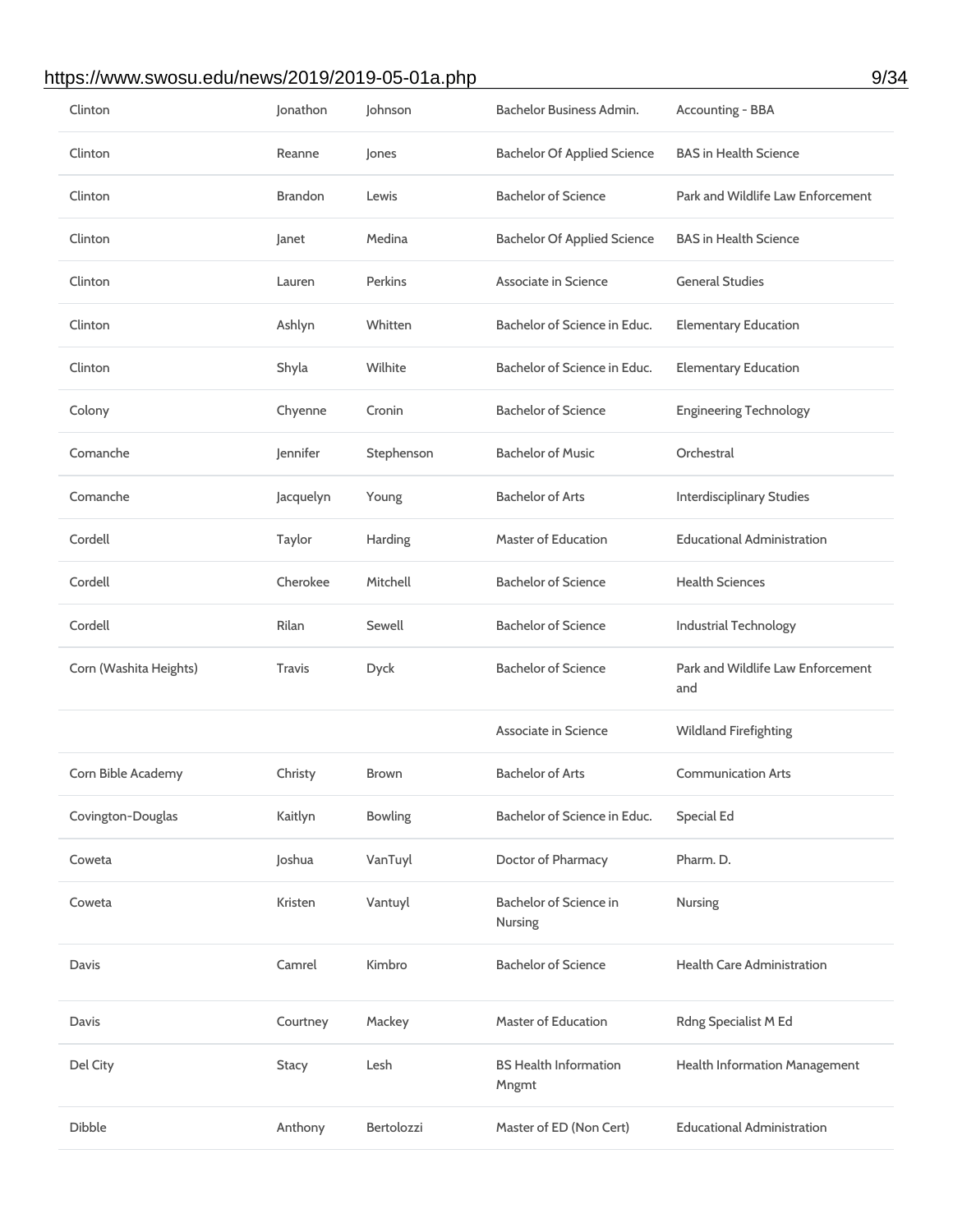| | | | | |
|---|---|---|---|---|
| Clinton | Jonathon | Johnson | Bachelor Business Admin. | Accounting - BBA |
| Clinton | Reanne | Jones | Bachelor Of Applied Science | BAS in Health Science |
| Clinton | Brandon | Lewis | Bachelor of Science | Park and Wildlife Law Enforcement |
| Clinton | Janet | Medina | Bachelor Of Applied Science | BAS in Health Science |
| Clinton | Lauren | Perkins | Associate in Science | General Studies |
| Clinton | Ashlyn | Whitten | Bachelor of Science in Educ. | Elementary Education |
| Clinton | Shyla | Wilhite | Bachelor of Science in Educ. | Elementary Education |
| Colony | Chyenne | Cronin | Bachelor of Science | Engineering Technology |
| Comanche | Jennifer | Stephenson | Bachelor of Music | Orchestral |
| Comanche | Jacquelyn | Young | Bachelor of Arts | Interdisciplinary Studies |
| Cordell | Taylor | Harding | Master of Education | Educational Administration |
| Cordell | Cherokee | Mitchell | Bachelor of Science | Health Sciences |
| Cordell | Rilan | Sewell | Bachelor of Science | Industrial Technology |
| Corn (Washita Heights) | Travis | Dyck | Bachelor of Science | Park and Wildlife Law Enforcement and |
| | | | Associate in Science | Wildland Firefighting |
| Corn Bible Academy | Christy | Brown | Bachelor of Arts | Communication Arts |
| Covington-Douglas | Kaitlyn | Bowling | Bachelor of Science in Educ. | Special Ed |
| Coweta | Joshua | VanTuyl | Doctor of Pharmacy | Pharm. D. |
| Coweta | Kristen | Vantuyl | Bachelor of Science in Nursing | Nursing |
| Davis | Camrel | Kimbro | Bachelor of Science | Health Care Administration |
| Davis | Courtney | Mackey | Master of Education | Rdng Specialist M Ed |
| Del City | Stacy | Lesh | BS Health Information Mngmt | Health Information Management |
| Dibble | Anthony | Bertolozzi | Master of ED (Non Cert) | Educational Administration |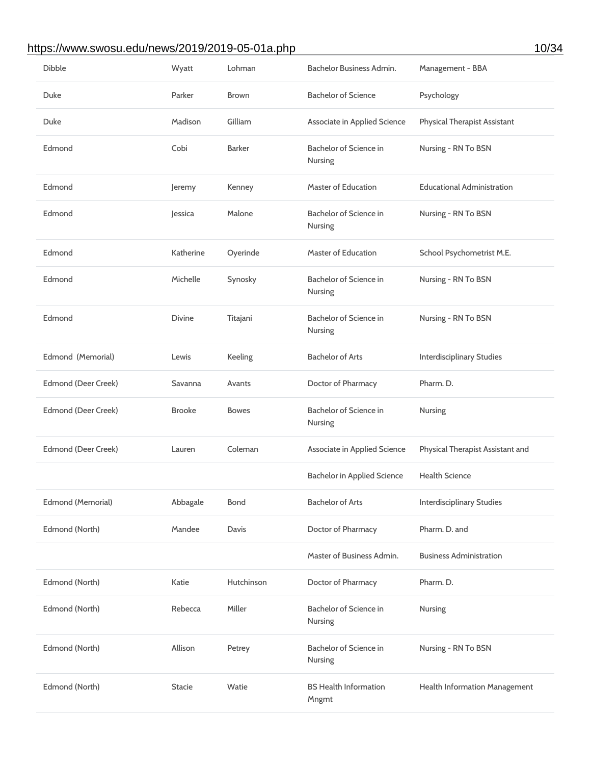| Dibble | Wyatt | Lohman | Bachelor Business Admin. | Management - BBA |
|---|---|---|---|---|
| Duke | Parker | Brown | Bachelor of Science | Psychology |
| Duke | Madison | Gilliam | Associate in Applied Science | Physical Therapist Assistant |
| Edmond | Cobi | Barker | Bachelor of Science in Nursing | Nursing - RN To BSN |
| Edmond | Jeremy | Kenney | Master of Education | Educational Administration |
| Edmond | Jessica | Malone | Bachelor of Science in Nursing | Nursing - RN To BSN |
| Edmond | Katherine | Oyerinde | Master of Education | School Psychometrist M.E. |
| Edmond | Michelle | Synosky | Bachelor of Science in Nursing | Nursing - RN To BSN |
| Edmond | Divine | Titajani | Bachelor of Science in Nursing | Nursing - RN To BSN |
| Edmond (Memorial) | Lewis | Keeling | Bachelor of Arts | Interdisciplinary Studies |
| Edmond (Deer Creek) | Savanna | Avants | Doctor of Pharmacy | Pharm. D. |
| Edmond (Deer Creek) | Brooke | Bowes | Bachelor of Science in Nursing | Nursing |
| Edmond (Deer Creek) | Lauren | Coleman | Associate in Applied Science | Physical Therapist Assistant and |
| | | | Bachelor in Applied Science | Health Science |
| Edmond (Memorial) | Abbagale | Bond | Bachelor of Arts | Interdisciplinary Studies |
| Edmond (North) | Mandee | Davis | Doctor of Pharmacy | Pharm. D. and |
| | | | Master of Business Admin. | Business Administration |
| Edmond (North) | Katie | Hutchinson | Doctor of Pharmacy | Pharm. D. |
| Edmond (North) | Rebecca | Miller | Bachelor of Science in Nursing | Nursing |
| Edmond (North) | Allison | Petrey | Bachelor of Science in Nursing | Nursing - RN To BSN |
| Edmond (North) | Stacie | Watie | BS Health Information Mngmt | Health Information Management |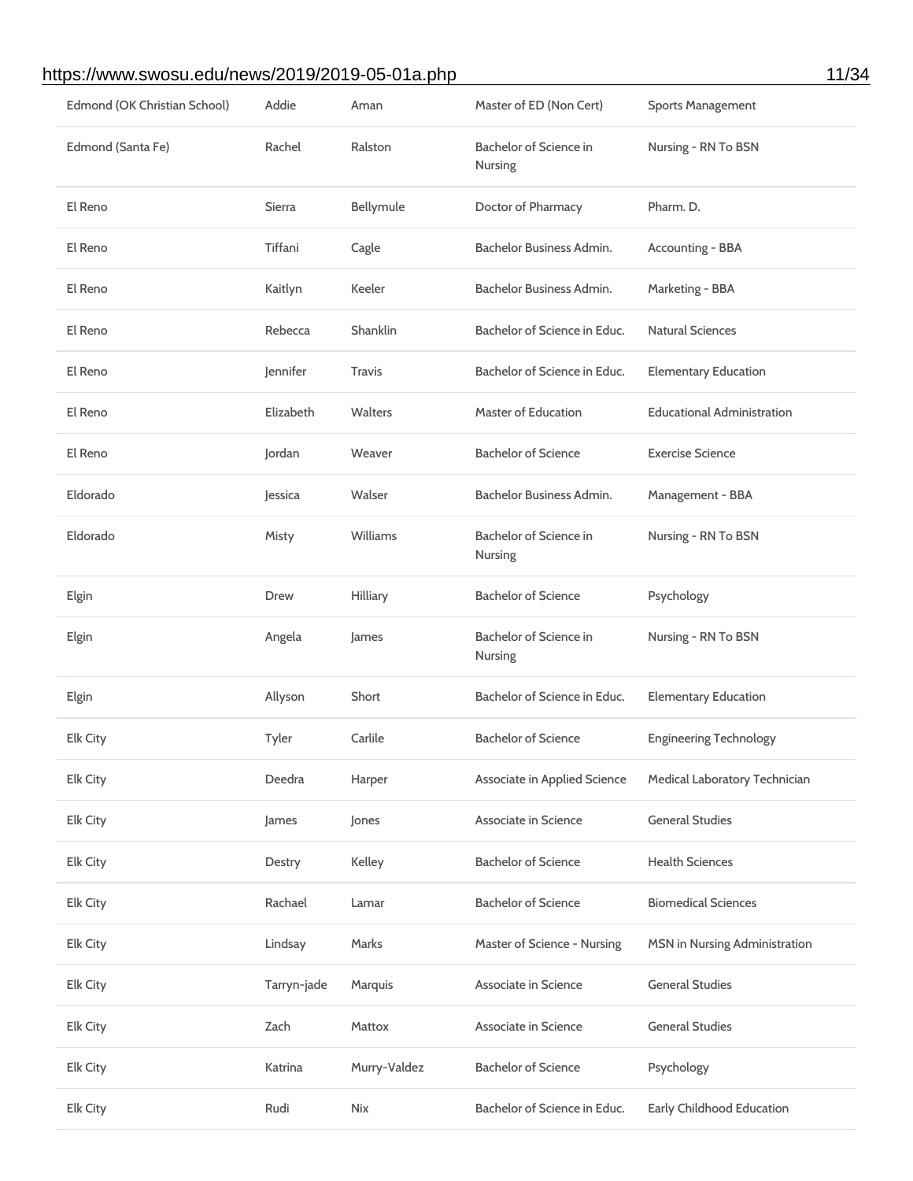| | | | | |
|---|---|---|---|---|
| Edmond (OK Christian School) | Addie | Aman | Master of ED (Non Cert) | Sports Management |
| Edmond (Santa Fe) | Rachel | Ralston | Bachelor of Science in Nursing | Nursing - RN To BSN |
| El Reno | Sierra | Bellymule | Doctor of Pharmacy | Pharm. D. |
| El Reno | Tiffani | Cagle | Bachelor Business Admin. | Accounting - BBA |
| El Reno | Kaitlyn | Keeler | Bachelor Business Admin. | Marketing - BBA |
| El Reno | Rebecca | Shanklin | Bachelor of Science in Educ. | Natural Sciences |
| El Reno | Jennifer | Travis | Bachelor of Science in Educ. | Elementary Education |
| El Reno | Elizabeth | Walters | Master of Education | Educational Administration |
| El Reno | Jordan | Weaver | Bachelor of Science | Exercise Science |
| Eldorado | Jessica | Walser | Bachelor Business Admin. | Management - BBA |
| Eldorado | Misty | Williams | Bachelor of Science in Nursing | Nursing - RN To BSN |
| Elgin | Drew | Hilliary | Bachelor of Science | Psychology |
| Elgin | Angela | James | Bachelor of Science in Nursing | Nursing - RN To BSN |
| Elgin | Allyson | Short | Bachelor of Science in Educ. | Elementary Education |
| Elk City | Tyler | Carlile | Bachelor of Science | Engineering Technology |
| Elk City | Deedra | Harper | Associate in Applied Science | Medical Laboratory Technician |
| Elk City | James | Jones | Associate in Science | General Studies |
| Elk City | Destry | Kelley | Bachelor of Science | Health Sciences |
| Elk City | Rachael | Lamar | Bachelor of Science | Biomedical Sciences |
| Elk City | Lindsay | Marks | Master of Science - Nursing | MSN in Nursing Administration |
| Elk City | Tarryn-jade | Marquis | Associate in Science | General Studies |
| Elk City | Zach | Mattox | Associate in Science | General Studies |
| Elk City | Katrina | Murry-Valdez | Bachelor of Science | Psychology |
| Elk City | Rudi | Nix | Bachelor of Science in Educ. | Early Childhood Education |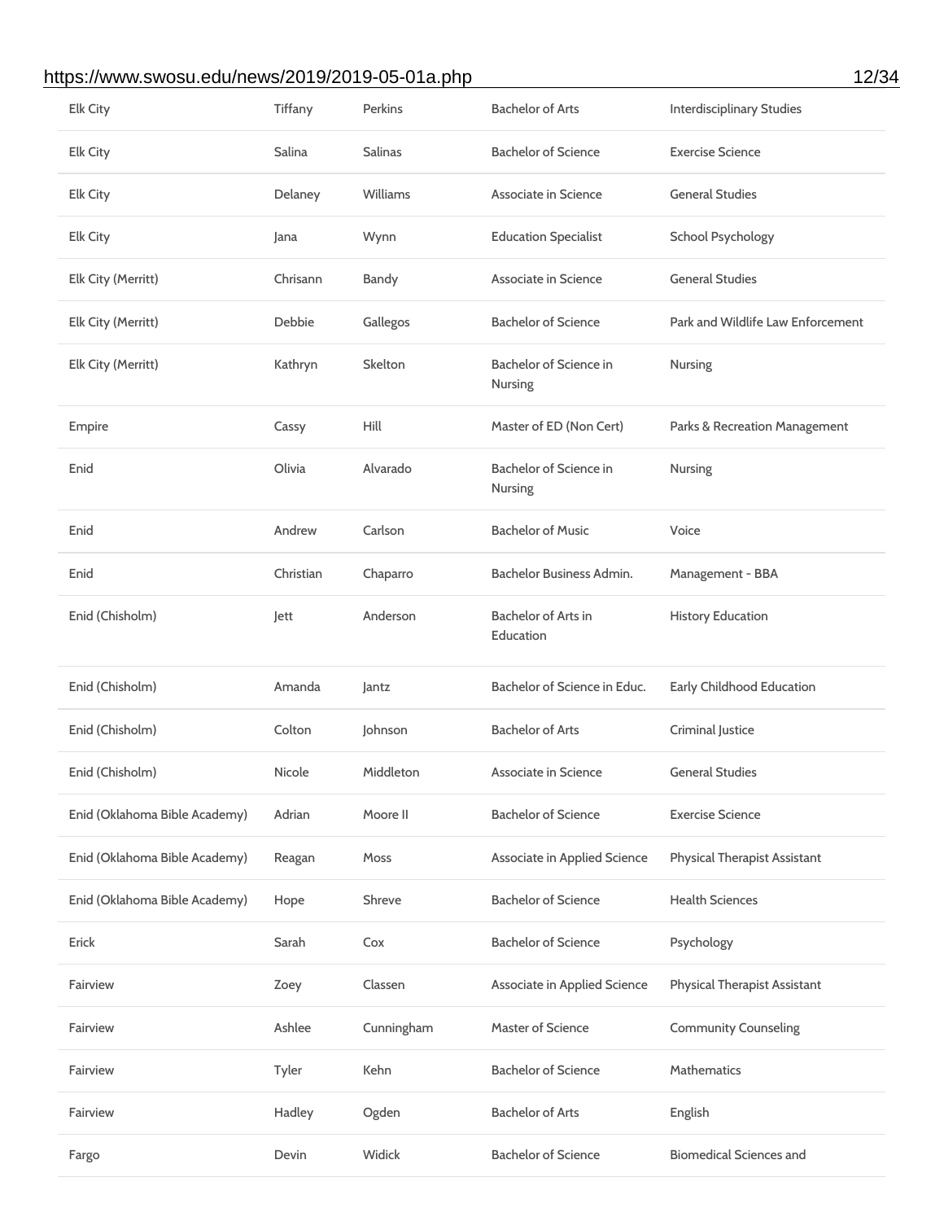| | | | | |
|---|---|---|---|---|
| Elk City | Tiffany | Perkins | Bachelor of Arts | Interdisciplinary Studies |
| Elk City | Salina | Salinas | Bachelor of Science | Exercise Science |
| Elk City | Delaney | Williams | Associate in Science | General Studies |
| Elk City | Jana | Wynn | Education Specialist | School Psychology |
| Elk City (Merritt) | Chrisann | Bandy | Associate in Science | General Studies |
| Elk City (Merritt) | Debbie | Gallegos | Bachelor of Science | Park and Wildlife Law Enforcement |
| Elk City (Merritt) | Kathryn | Skelton | Bachelor of Science in Nursing | Nursing |
| Empire | Cassy | Hill | Master of ED (Non Cert) | Parks & Recreation Management |
| Enid | Olivia | Alvarado | Bachelor of Science in Nursing | Nursing |
| Enid | Andrew | Carlson | Bachelor of Music | Voice |
| Enid | Christian | Chaparro | Bachelor Business Admin. | Management - BBA |
| Enid (Chisholm) | Jett | Anderson | Bachelor of Arts in Education | History Education |
| Enid (Chisholm) | Amanda | Jantz | Bachelor of Science in Educ. | Early Childhood Education |
| Enid (Chisholm) | Colton | Johnson | Bachelor of Arts | Criminal Justice |
| Enid (Chisholm) | Nicole | Middleton | Associate in Science | General Studies |
| Enid (Oklahoma Bible Academy) | Adrian | Moore II | Bachelor of Science | Exercise Science |
| Enid (Oklahoma Bible Academy) | Reagan | Moss | Associate in Applied Science | Physical Therapist Assistant |
| Enid (Oklahoma Bible Academy) | Hope | Shreve | Bachelor of Science | Health Sciences |
| Erick | Sarah | Cox | Bachelor of Science | Psychology |
| Fairview | Zoey | Classen | Associate in Applied Science | Physical Therapist Assistant |
| Fairview | Ashlee | Cunningham | Master of Science | Community Counseling |
| Fairview | Tyler | Kehn | Bachelor of Science | Mathematics |
| Fairview | Hadley | Ogden | Bachelor of Arts | English |
| Fargo | Devin | Widick | Bachelor of Science | Biomedical Sciences and |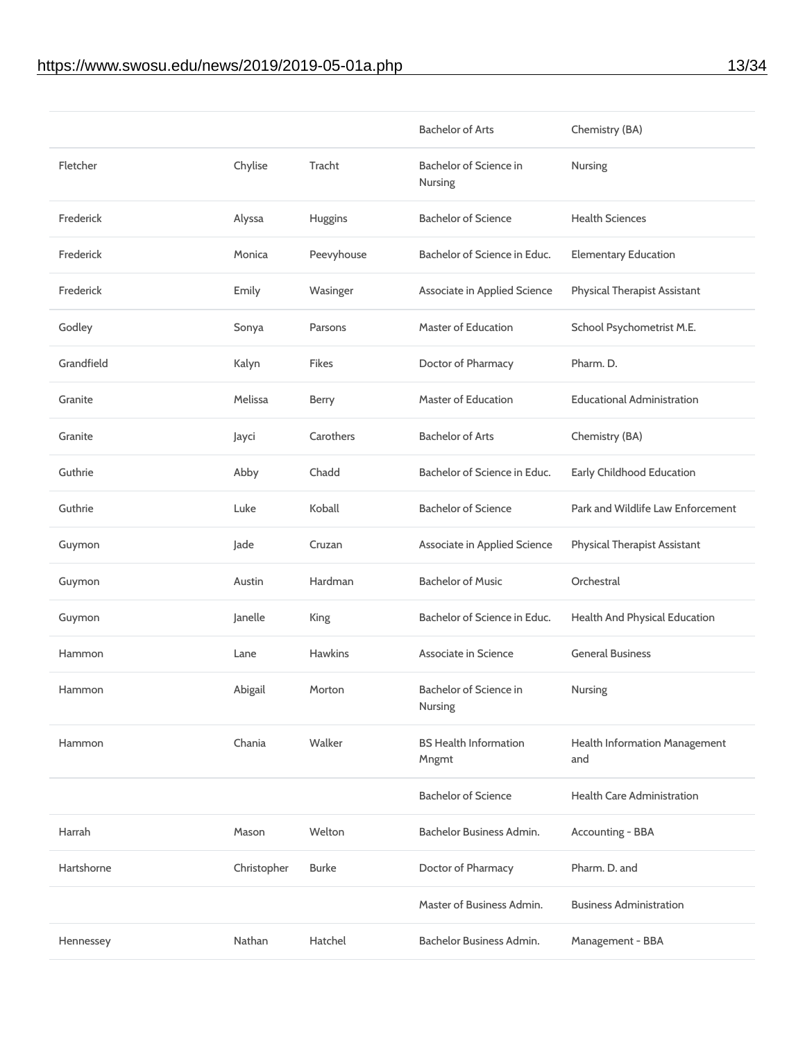| | | | | |
|---|---|---|---|---|
| | | | Bachelor of Arts | Chemistry (BA) |
| Fletcher | Chylise | Tracht | Bachelor of Science in Nursing | Nursing |
| Frederick | Alyssa | Huggins | Bachelor of Science | Health Sciences |
| Frederick | Monica | Peevyhouse | Bachelor of Science in Educ. | Elementary Education |
| Frederick | Emily | Wasinger | Associate in Applied Science | Physical Therapist Assistant |
| Godley | Sonya | Parsons | Master of Education | School Psychometrist M.E. |
| Grandfield | Kalyn | Fikes | Doctor of Pharmacy | Pharm. D. |
| Granite | Melissa | Berry | Master of Education | Educational Administration |
| Granite | Jayci | Carothers | Bachelor of Arts | Chemistry (BA) |
| Guthrie | Abby | Chadd | Bachelor of Science in Educ. | Early Childhood Education |
| Guthrie | Luke | Koball | Bachelor of Science | Park and Wildlife Law Enforcement |
| Guymon | Jade | Cruzan | Associate in Applied Science | Physical Therapist Assistant |
| Guymon | Austin | Hardman | Bachelor of Music | Orchestral |
| Guymon | Janelle | King | Bachelor of Science in Educ. | Health And Physical Education |
| Hammon | Lane | Hawkins | Associate in Science | General Business |
| Hammon | Abigail | Morton | Bachelor of Science in Nursing | Nursing |
| Hammon | Chania | Walker | BS Health Information Mngmt | Health Information Management and |
| | | | Bachelor of Science | Health Care Administration |
| Harrah | Mason | Welton | Bachelor Business Admin. | Accounting - BBA |
| Hartshorne | Christopher | Burke | Doctor of Pharmacy | Pharm. D. and |
| | | | Master of Business Admin. | Business Administration |
| Hennessey | Nathan | Hatchel | Bachelor Business Admin. | Management - BBA |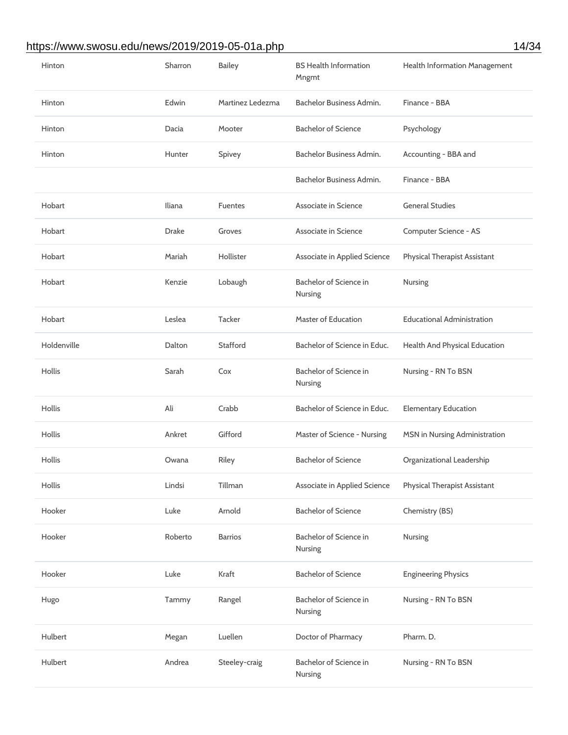| | | | | |
|---|---|---|---|---|
| Hinton | Sharron | Bailey | BS Health Information Mngmt | Health Information Management |
| Hinton | Edwin | Martinez Ledezma | Bachelor Business Admin. | Finance - BBA |
| Hinton | Dacia | Mooter | Bachelor of Science | Psychology |
| Hinton | Hunter | Spivey | Bachelor Business Admin. | Accounting - BBA and |
| | | | Bachelor Business Admin. | Finance - BBA |
| Hobart | Iliana | Fuentes | Associate in Science | General Studies |
| Hobart | Drake | Groves | Associate in Science | Computer Science - AS |
| Hobart | Mariah | Hollister | Associate in Applied Science | Physical Therapist Assistant |
| Hobart | Kenzie | Lobaugh | Bachelor of Science in Nursing | Nursing |
| Hobart | Leslea | Tacker | Master of Education | Educational Administration |
| Holdenville | Dalton | Stafford | Bachelor of Science in Educ. | Health And Physical Education |
| Hollis | Sarah | Cox | Bachelor of Science in Nursing | Nursing - RN To BSN |
| Hollis | Ali | Crabb | Bachelor of Science in Educ. | Elementary Education |
| Hollis | Ankret | Gifford | Master of Science - Nursing | MSN in Nursing Administration |
| Hollis | Owana | Riley | Bachelor of Science | Organizational Leadership |
| Hollis | Lindsi | Tillman | Associate in Applied Science | Physical Therapist Assistant |
| Hooker | Luke | Arnold | Bachelor of Science | Chemistry (BS) |
| Hooker | Roberto | Barrios | Bachelor of Science in Nursing | Nursing |
| Hooker | Luke | Kraft | Bachelor of Science | Engineering Physics |
| Hugo | Tammy | Rangel | Bachelor of Science in Nursing | Nursing - RN To BSN |
| Hulbert | Megan | Luellen | Doctor of Pharmacy | Pharm. D. |
| Hulbert | Andrea | Steeley-craig | Bachelor of Science in Nursing | Nursing - RN To BSN |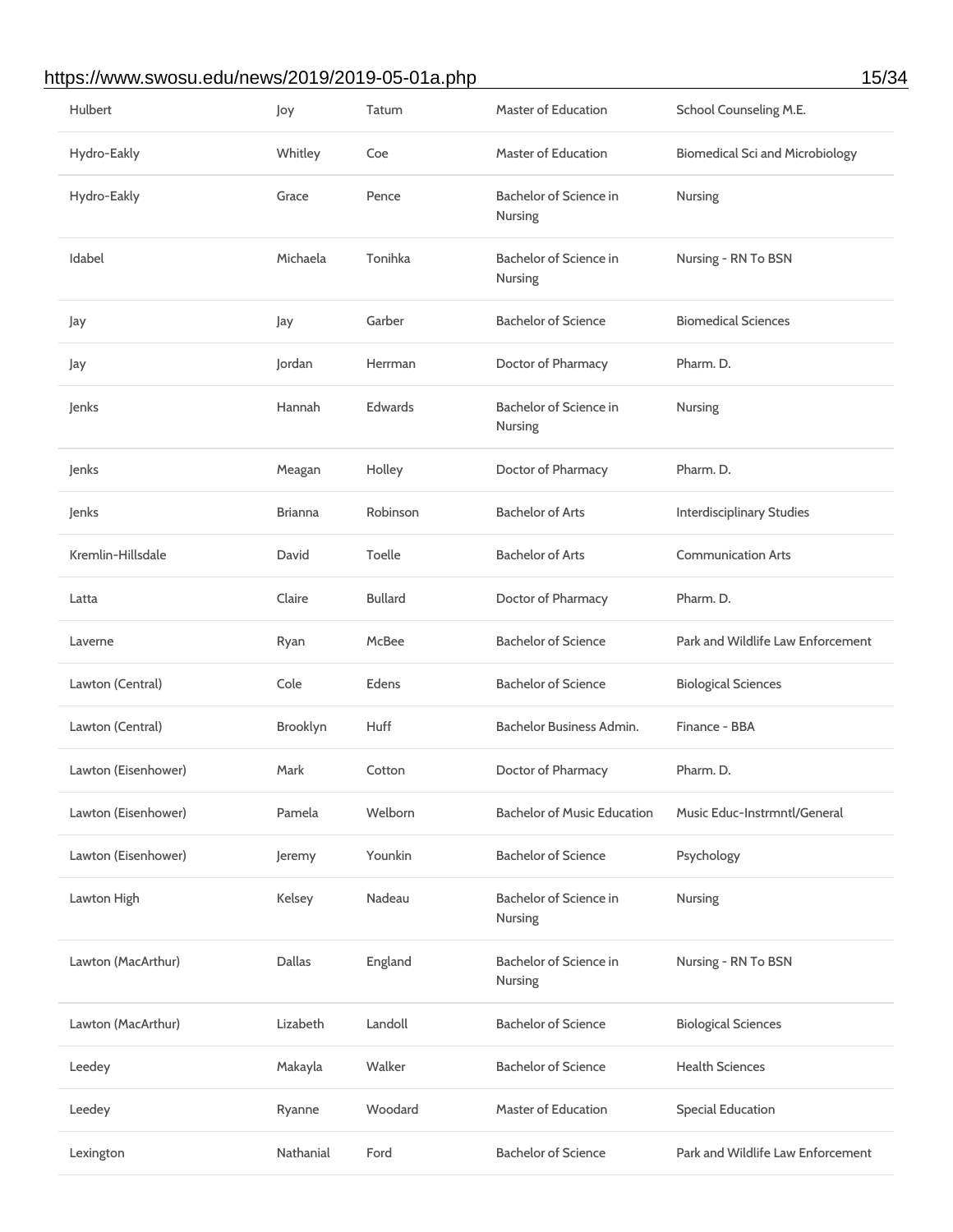| | | | | |
|---|---|---|---|---|
| Hulbert | Joy | Tatum | Master of Education | School Counseling M.E. |
| Hydro-Eakly | Whitley | Coe | Master of Education | Biomedical Sci and Microbiology |
| Hydro-Eakly | Grace | Pence | Bachelor of Science in Nursing | Nursing |
| Idabel | Michaela | Tonihka | Bachelor of Science in Nursing | Nursing - RN To BSN |
| Jay | Jay | Garber | Bachelor of Science | Biomedical Sciences |
| Jay | Jordan | Herrman | Doctor of Pharmacy | Pharm. D. |
| Jenks | Hannah | Edwards | Bachelor of Science in Nursing | Nursing |
| Jenks | Meagan | Holley | Doctor of Pharmacy | Pharm. D. |
| Jenks | Brianna | Robinson | Bachelor of Arts | Interdisciplinary Studies |
| Kremlin-Hillsdale | David | Toelle | Bachelor of Arts | Communication Arts |
| Latta | Claire | Bullard | Doctor of Pharmacy | Pharm. D. |
| Laverne | Ryan | McBee | Bachelor of Science | Park and Wildlife Law Enforcement |
| Lawton (Central) | Cole | Edens | Bachelor of Science | Biological Sciences |
| Lawton (Central) | Brooklyn | Huff | Bachelor Business Admin. | Finance - BBA |
| Lawton (Eisenhower) | Mark | Cotton | Doctor of Pharmacy | Pharm. D. |
| Lawton (Eisenhower) | Pamela | Welborn | Bachelor of Music Education | Music Educ-Instrmntl/General |
| Lawton (Eisenhower) | Jeremy | Younkin | Bachelor of Science | Psychology |
| Lawton High | Kelsey | Nadeau | Bachelor of Science in Nursing | Nursing |
| Lawton (MacArthur) | Dallas | England | Bachelor of Science in Nursing | Nursing - RN To BSN |
| Lawton (MacArthur) | Lizabeth | Landoll | Bachelor of Science | Biological Sciences |
| Leedey | Makayla | Walker | Bachelor of Science | Health Sciences |
| Leedey | Ryanne | Woodard | Master of Education | Special Education |
| Lexington | Nathanial | Ford | Bachelor of Science | Park and Wildlife Law Enforcement |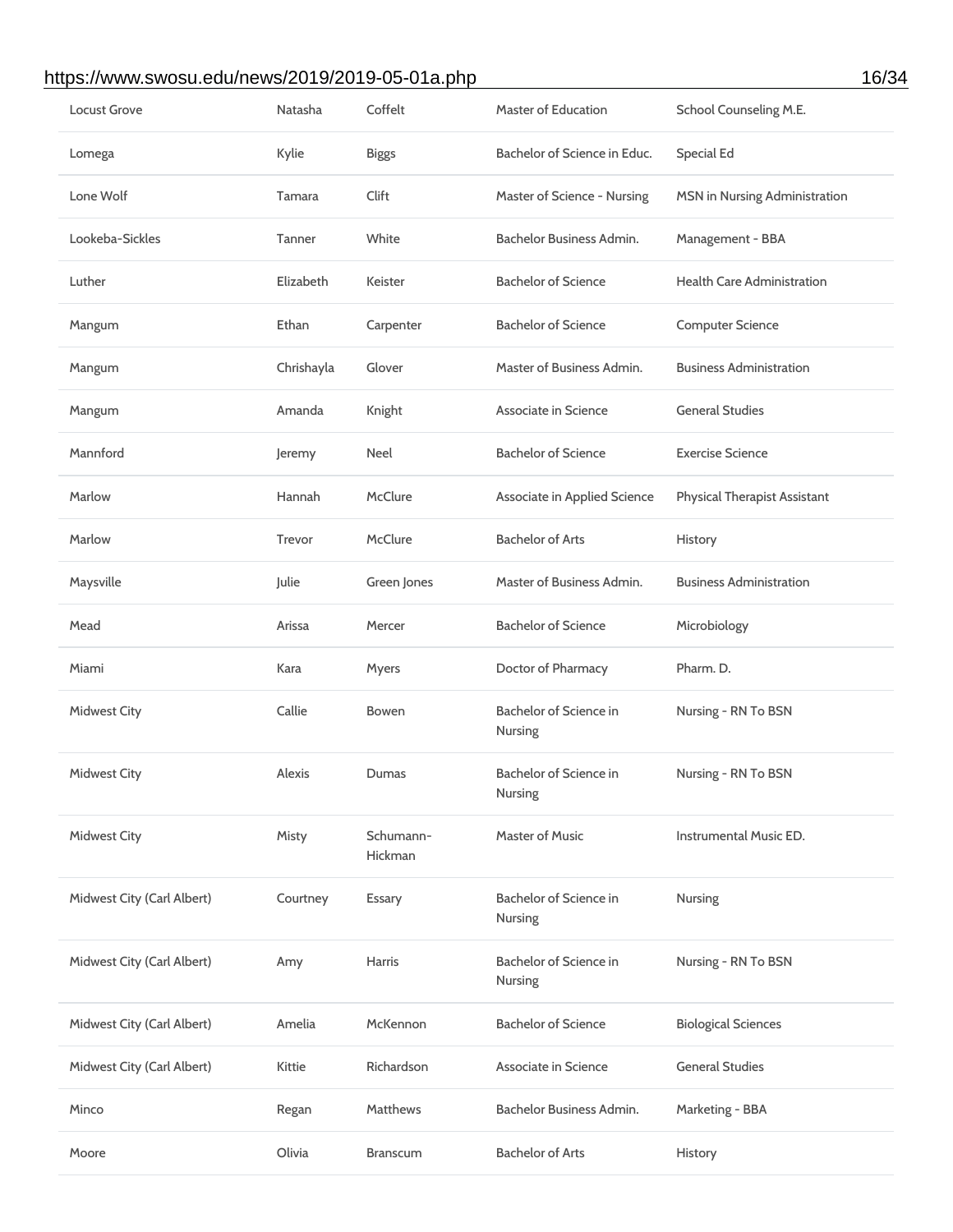| Locust Grove | Natasha | Coffelt | Master of Education | School Counseling M.E. |
|---|---|---|---|---|
| Lomega | Kylie | Biggs | Bachelor of Science in Educ. | Special Ed |
| Lone Wolf | Tamara | Clift | Master of Science - Nursing | MSN in Nursing Administration |
| Lookeba-Sickles | Tanner | White | Bachelor Business Admin. | Management - BBA |
| Luther | Elizabeth | Keister | Bachelor of Science | Health Care Administration |
| Mangum | Ethan | Carpenter | Bachelor of Science | Computer Science |
| Mangum | Chrishayla | Glover | Master of Business Admin. | Business Administration |
| Mangum | Amanda | Knight | Associate in Science | General Studies |
| Mannford | Jeremy | Neel | Bachelor of Science | Exercise Science |
| Marlow | Hannah | McClure | Associate in Applied Science | Physical Therapist Assistant |
| Marlow | Trevor | McClure | Bachelor of Arts | History |
| Maysville | Julie | Green Jones | Master of Business Admin. | Business Administration |
| Mead | Arissa | Mercer | Bachelor of Science | Microbiology |
| Miami | Kara | Myers | Doctor of Pharmacy | Pharm. D. |
| Midwest City | Callie | Bowen | Bachelor of Science in Nursing | Nursing - RN To BSN |
| Midwest City | Alexis | Dumas | Bachelor of Science in Nursing | Nursing - RN To BSN |
| Midwest City | Misty | Schumann-Hickman | Master of Music | Instrumental Music ED. |
| Midwest City (Carl Albert) | Courtney | Essary | Bachelor of Science in Nursing | Nursing |
| Midwest City (Carl Albert) | Amy | Harris | Bachelor of Science in Nursing | Nursing - RN To BSN |
| Midwest City (Carl Albert) | Amelia | McKennon | Bachelor of Science | Biological Sciences |
| Midwest City (Carl Albert) | Kittie | Richardson | Associate in Science | General Studies |
| Minco | Regan | Matthews | Bachelor Business Admin. | Marketing - BBA |
| Moore | Olivia | Branscum | Bachelor of Arts | History |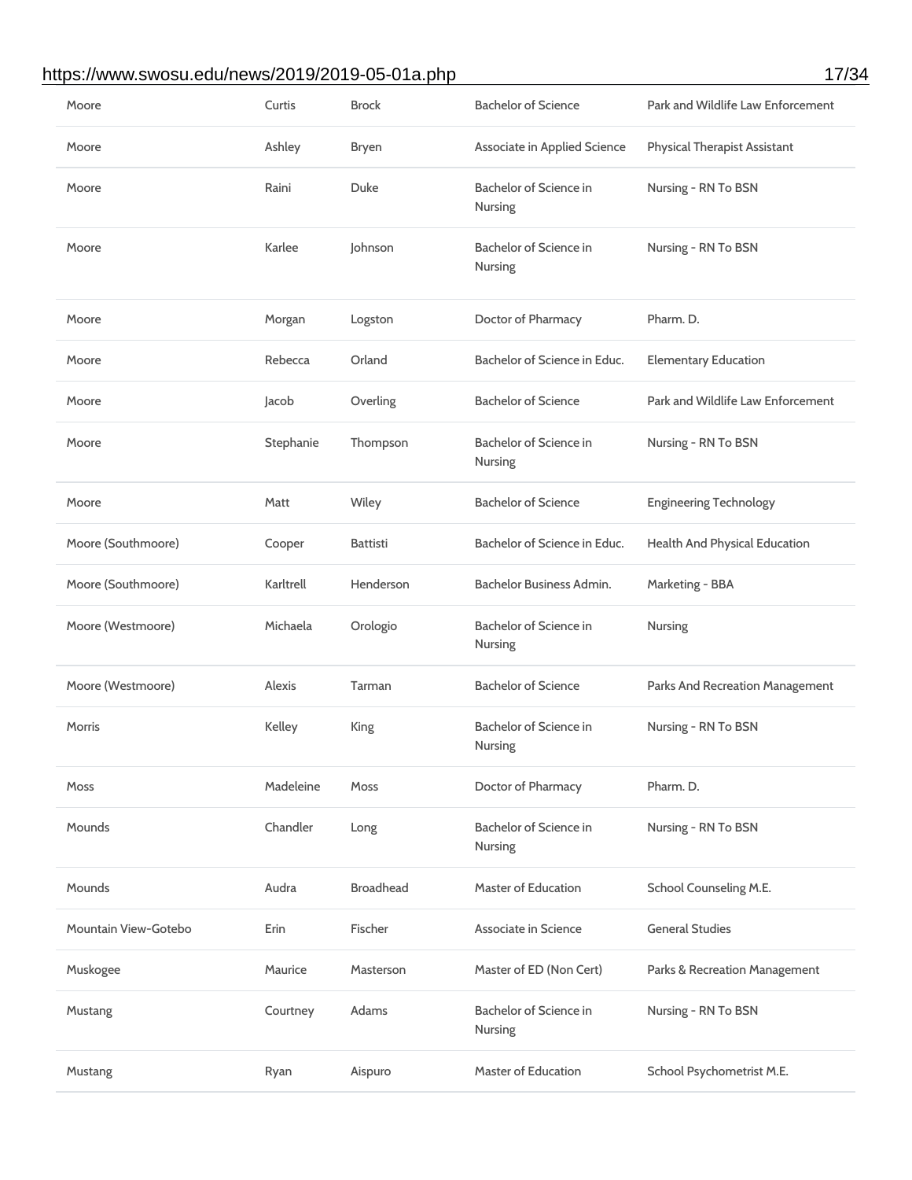| Moore | Curtis | Brock | Bachelor of Science | Park and Wildlife Law Enforcement |
|---|---|---|---|---|
| Moore | Ashley | Bryen | Associate in Applied Science | Physical Therapist Assistant |
| Moore | Raini | Duke | Bachelor of Science in Nursing | Nursing - RN To BSN |
| Moore | Karlee | Johnson | Bachelor of Science in Nursing | Nursing - RN To BSN |
| Moore | Morgan | Logston | Doctor of Pharmacy | Pharm. D. |
| Moore | Rebecca | Orland | Bachelor of Science in Educ. | Elementary Education |
| Moore | Jacob | Overling | Bachelor of Science | Park and Wildlife Law Enforcement |
| Moore | Stephanie | Thompson | Bachelor of Science in Nursing | Nursing - RN To BSN |
| Moore | Matt | Wiley | Bachelor of Science | Engineering Technology |
| Moore (Southmoore) | Cooper | Battisti | Bachelor of Science in Educ. | Health And Physical Education |
| Moore (Southmoore) | Karltrell | Henderson | Bachelor Business Admin. | Marketing - BBA |
| Moore (Westmoore) | Michaela | Orologio | Bachelor of Science in Nursing | Nursing |
| Moore (Westmoore) | Alexis | Tarman | Bachelor of Science | Parks And Recreation Management |
| Morris | Kelley | King | Bachelor of Science in Nursing | Nursing - RN To BSN |
| Moss | Madeleine | Moss | Doctor of Pharmacy | Pharm. D. |
| Mounds | Chandler | Long | Bachelor of Science in Nursing | Nursing - RN To BSN |
| Mounds | Audra | Broadhead | Master of Education | School Counseling M.E. |
| Mountain View-Gotebo | Erin | Fischer | Associate in Science | General Studies |
| Muskogee | Maurice | Masterson | Master of ED (Non Cert) | Parks & Recreation Management |
| Mustang | Courtney | Adams | Bachelor of Science in Nursing | Nursing - RN To BSN |
| Mustang | Ryan | Aispuro | Master of Education | School Psychometrist M.E. |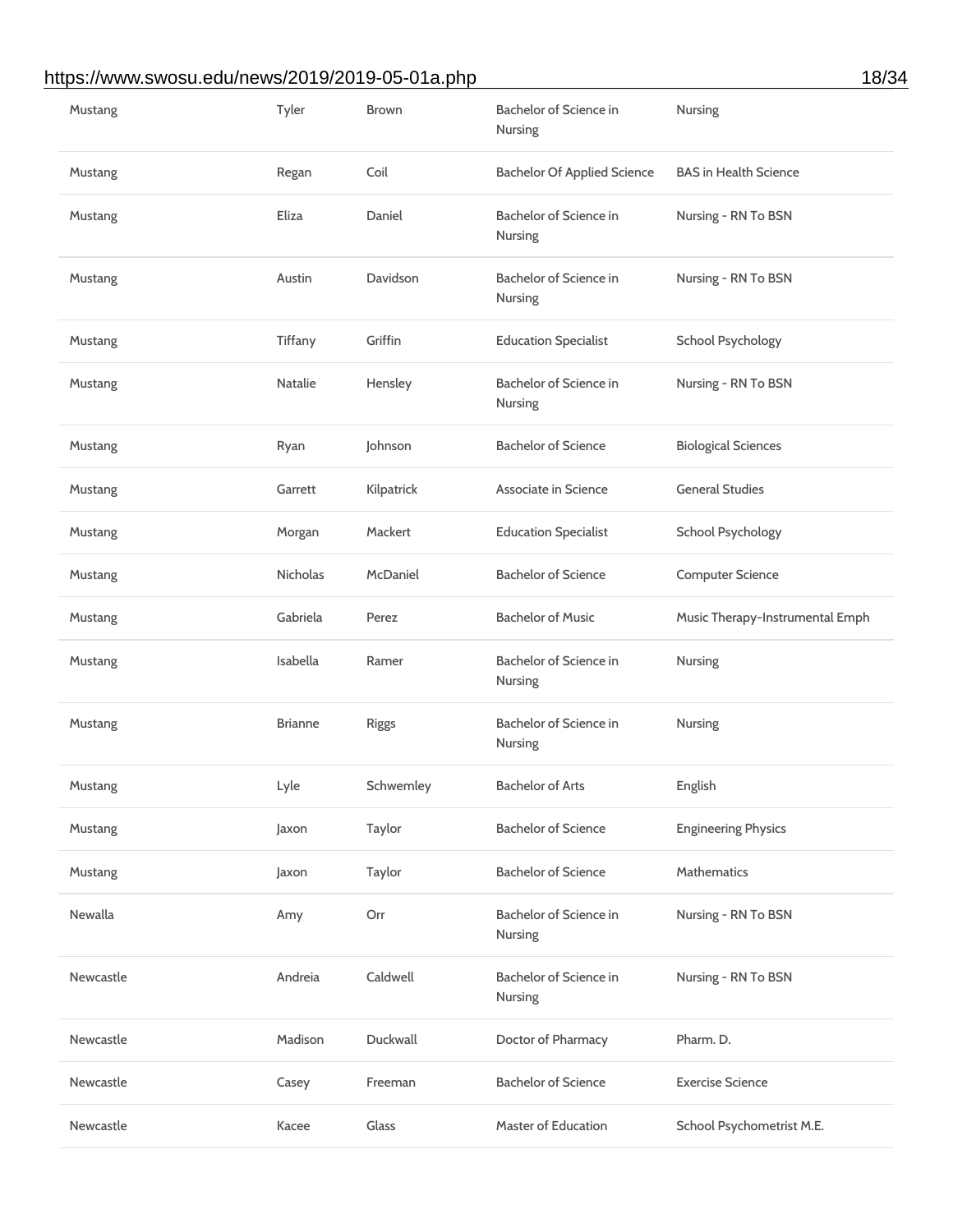| Mustang | Tyler | Brown | Bachelor of Science in Nursing | Nursing |
|---|---|---|---|---|
| Mustang | Regan | Coil | Bachelor Of Applied Science | BAS in Health Science |
| Mustang | Eliza | Daniel | Bachelor of Science in Nursing | Nursing - RN To BSN |
| Mustang | Austin | Davidson | Bachelor of Science in Nursing | Nursing - RN To BSN |
| Mustang | Tiffany | Griffin | Education Specialist | School Psychology |
| Mustang | Natalie | Hensley | Bachelor of Science in Nursing | Nursing - RN To BSN |
| Mustang | Ryan | Johnson | Bachelor of Science | Biological Sciences |
| Mustang | Garrett | Kilpatrick | Associate in Science | General Studies |
| Mustang | Morgan | Mackert | Education Specialist | School Psychology |
| Mustang | Nicholas | McDaniel | Bachelor of Science | Computer Science |
| Mustang | Gabriela | Perez | Bachelor of Music | Music Therapy-Instrumental Emph |
| Mustang | Isabella | Ramer | Bachelor of Science in Nursing | Nursing |
| Mustang | Brianne | Riggs | Bachelor of Science in Nursing | Nursing |
| Mustang | Lyle | Schwemley | Bachelor of Arts | English |
| Mustang | Jaxon | Taylor | Bachelor of Science | Engineering Physics |
| Mustang | Jaxon | Taylor | Bachelor of Science | Mathematics |
| Newalla | Amy | Orr | Bachelor of Science in Nursing | Nursing - RN To BSN |
| Newcastle | Andreia | Caldwell | Bachelor of Science in Nursing | Nursing - RN To BSN |
| Newcastle | Madison | Duckwall | Doctor of Pharmacy | Pharm. D. |
| Newcastle | Casey | Freeman | Bachelor of Science | Exercise Science |
| Newcastle | Kacee | Glass | Master of Education | School Psychometrist M.E. |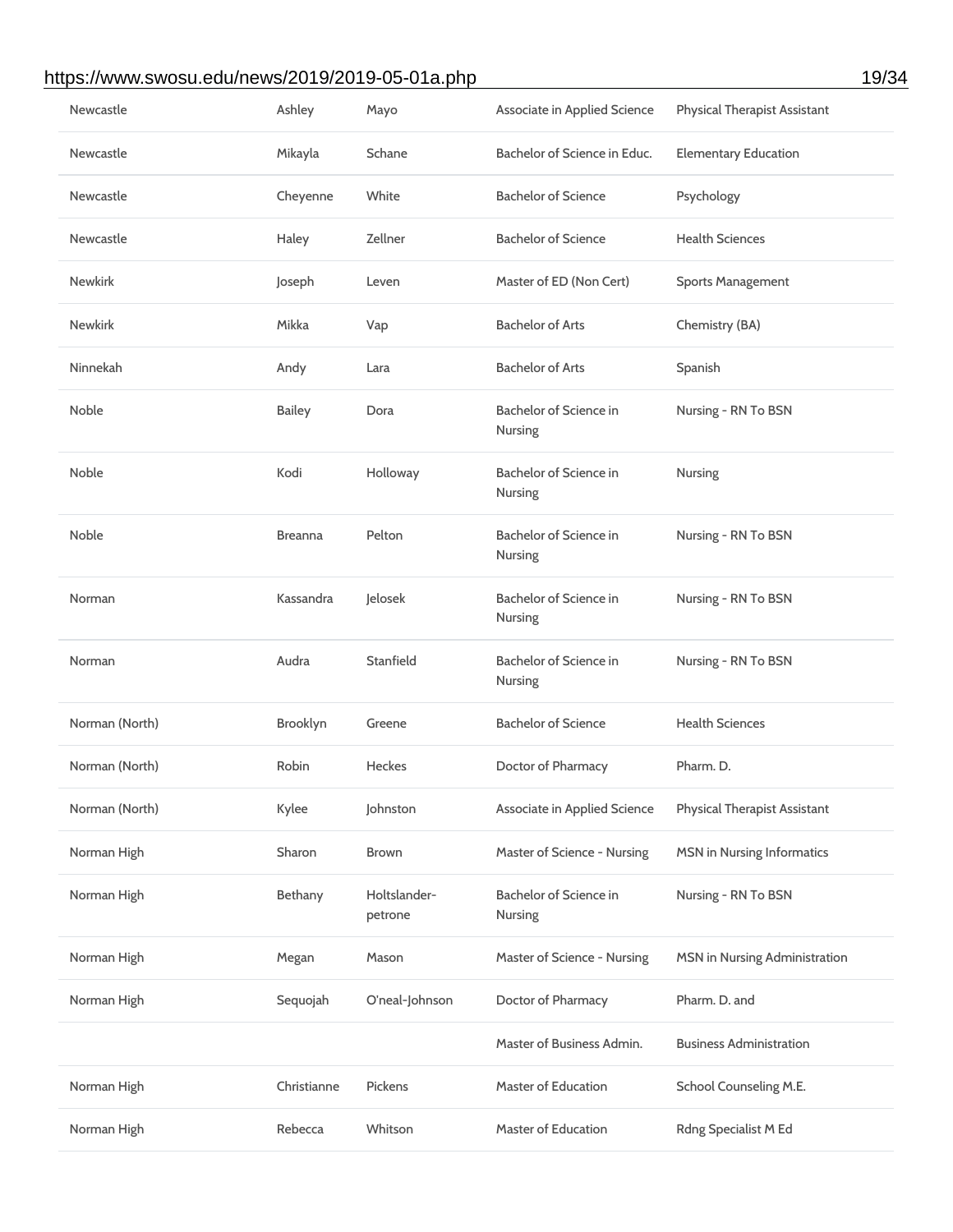| | | | | |
|---|---|---|---|---|
| Newcastle | Ashley | Mayo | Associate in Applied Science | Physical Therapist Assistant |
| Newcastle | Mikayla | Schane | Bachelor of Science in Educ. | Elementary Education |
| Newcastle | Cheyenne | White | Bachelor of Science | Psychology |
| Newcastle | Haley | Zellner | Bachelor of Science | Health Sciences |
| Newkirk | Joseph | Leven | Master of ED (Non Cert) | Sports Management |
| Newkirk | Mikka | Vap | Bachelor of Arts | Chemistry (BA) |
| Ninnekah | Andy | Lara | Bachelor of Arts | Spanish |
| Noble | Bailey | Dora | Bachelor of Science in Nursing | Nursing - RN To BSN |
| Noble | Kodi | Holloway | Bachelor of Science in Nursing | Nursing |
| Noble | Breanna | Pelton | Bachelor of Science in Nursing | Nursing - RN To BSN |
| Norman | Kassandra | Jelosek | Bachelor of Science in Nursing | Nursing - RN To BSN |
| Norman | Audra | Stanfield | Bachelor of Science in Nursing | Nursing - RN To BSN |
| Norman (North) | Brooklyn | Greene | Bachelor of Science | Health Sciences |
| Norman (North) | Robin | Heckes | Doctor of Pharmacy | Pharm. D. |
| Norman (North) | Kylee | Johnston | Associate in Applied Science | Physical Therapist Assistant |
| Norman High | Sharon | Brown | Master of Science - Nursing | MSN in Nursing Informatics |
| Norman High | Bethany | Holtslander-petrone | Bachelor of Science in Nursing | Nursing - RN To BSN |
| Norman High | Megan | Mason | Master of Science - Nursing | MSN in Nursing Administration |
| Norman High | Sequojah | O'neal-Johnson | Doctor of Pharmacy | Pharm. D. and |
| | | | Master of Business Admin. | Business Administration |
| Norman High | Christianne | Pickens | Master of Education | School Counseling M.E. |
| Norman High | Rebecca | Whitson | Master of Education | Rdng Specialist M Ed |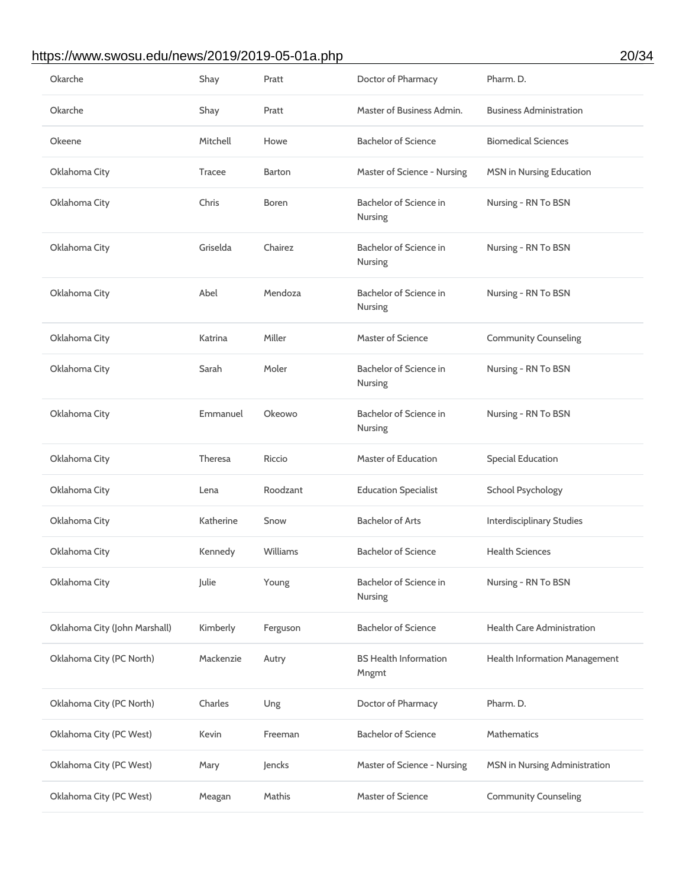| | | | | |
|---|---|---|---|---|
| Okarche | Shay | Pratt | Doctor of Pharmacy | Pharm. D. |
| Okarche | Shay | Pratt | Master of Business Admin. | Business Administration |
| Okeene | Mitchell | Howe | Bachelor of Science | Biomedical Sciences |
| Oklahoma City | Tracee | Barton | Master of Science - Nursing | MSN in Nursing Education |
| Oklahoma City | Chris | Boren | Bachelor of Science in Nursing | Nursing - RN To BSN |
| Oklahoma City | Griselda | Chairez | Bachelor of Science in Nursing | Nursing - RN To BSN |
| Oklahoma City | Abel | Mendoza | Bachelor of Science in Nursing | Nursing - RN To BSN |
| Oklahoma City | Katrina | Miller | Master of Science | Community Counseling |
| Oklahoma City | Sarah | Moler | Bachelor of Science in Nursing | Nursing - RN To BSN |
| Oklahoma City | Emmanuel | Okeowo | Bachelor of Science in Nursing | Nursing - RN To BSN |
| Oklahoma City | Theresa | Riccio | Master of Education | Special Education |
| Oklahoma City | Lena | Roodzant | Education Specialist | School Psychology |
| Oklahoma City | Katherine | Snow | Bachelor of Arts | Interdisciplinary Studies |
| Oklahoma City | Kennedy | Williams | Bachelor of Science | Health Sciences |
| Oklahoma City | Julie | Young | Bachelor of Science in Nursing | Nursing - RN To BSN |
| Oklahoma City (John Marshall) | Kimberly | Ferguson | Bachelor of Science | Health Care Administration |
| Oklahoma City (PC North) | Mackenzie | Autry | BS Health Information Mngmt | Health Information Management |
| Oklahoma City (PC North) | Charles | Ung | Doctor of Pharmacy | Pharm. D. |
| Oklahoma City (PC West) | Kevin | Freeman | Bachelor of Science | Mathematics |
| Oklahoma City (PC West) | Mary | Jencks | Master of Science - Nursing | MSN in Nursing Administration |
| Oklahoma City (PC West) | Meagan | Mathis | Master of Science | Community Counseling |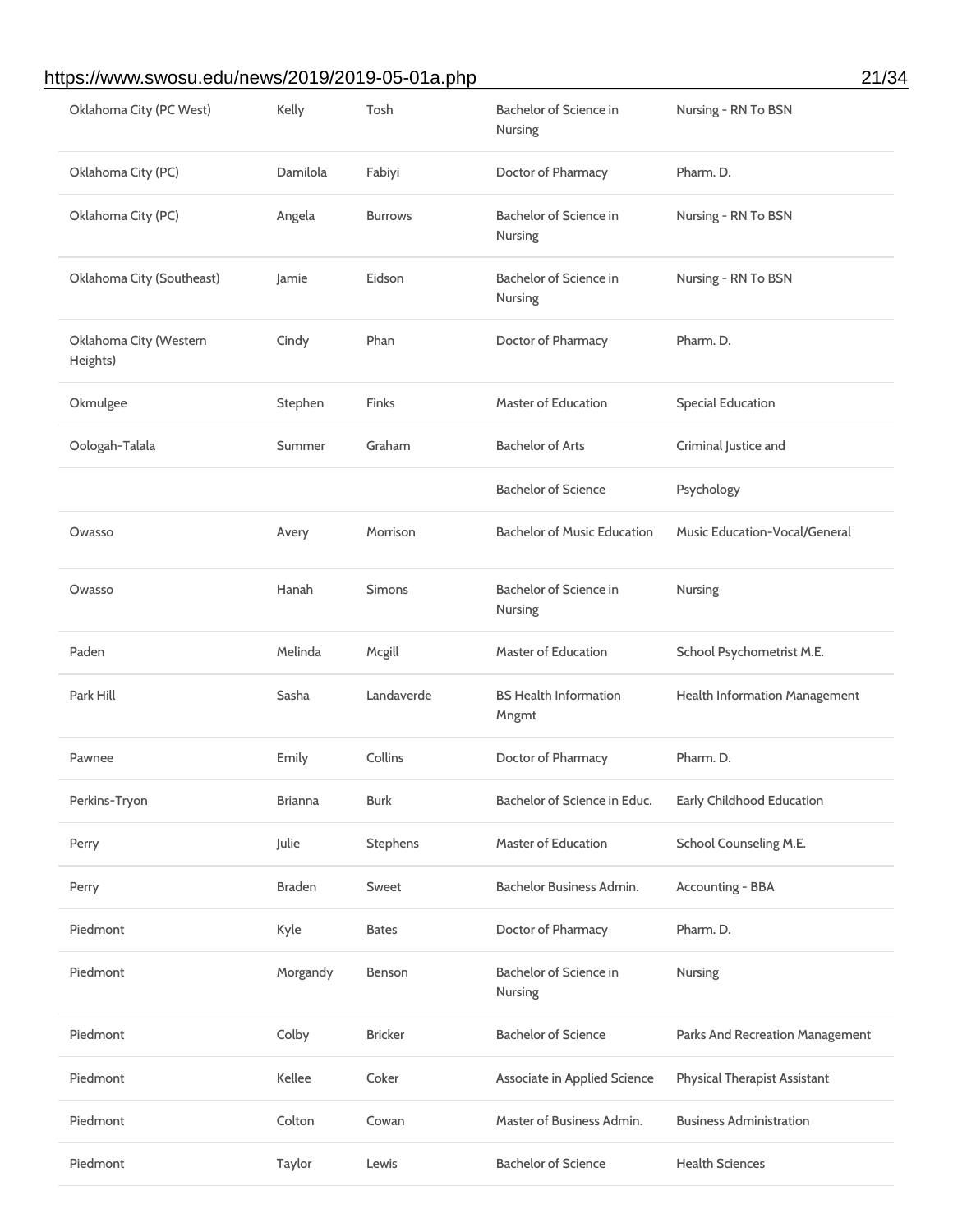| | | | | |
|---|---|---|---|---|
| Oklahoma City (PC West) | Kelly | Tosh | Bachelor of Science in Nursing | Nursing - RN To BSN |
| Oklahoma City (PC) | Damilola | Fabiyi | Doctor of Pharmacy | Pharm. D. |
| Oklahoma City (PC) | Angela | Burrows | Bachelor of Science in Nursing | Nursing - RN To BSN |
| Oklahoma City (Southeast) | Jamie | Eidson | Bachelor of Science in Nursing | Nursing - RN To BSN |
| Oklahoma City (Western Heights) | Cindy | Phan | Doctor of Pharmacy | Pharm. D. |
| Okmulgee | Stephen | Finks | Master of Education | Special Education |
| Oologah-Talala | Summer | Graham | Bachelor of Arts | Criminal Justice and |
| | | | Bachelor of Science | Psychology |
| Owasso | Avery | Morrison | Bachelor of Music Education | Music Education-Vocal/General |
| Owasso | Hanah | Simons | Bachelor of Science in Nursing | Nursing |
| Paden | Melinda | Mcgill | Master of Education | School Psychometrist M.E. |
| Park Hill | Sasha | Landaverde | BS Health Information Mngmt | Health Information Management |
| Pawnee | Emily | Collins | Doctor of Pharmacy | Pharm. D. |
| Perkins-Tryon | Brianna | Burk | Bachelor of Science in Educ. | Early Childhood Education |
| Perry | Julie | Stephens | Master of Education | School Counseling M.E. |
| Perry | Braden | Sweet | Bachelor Business Admin. | Accounting - BBA |
| Piedmont | Kyle | Bates | Doctor of Pharmacy | Pharm. D. |
| Piedmont | Morgandy | Benson | Bachelor of Science in Nursing | Nursing |
| Piedmont | Colby | Bricker | Bachelor of Science | Parks And Recreation Management |
| Piedmont | Kellee | Coker | Associate in Applied Science | Physical Therapist Assistant |
| Piedmont | Colton | Cowan | Master of Business Admin. | Business Administration |
| Piedmont | Taylor | Lewis | Bachelor of Science | Health Sciences |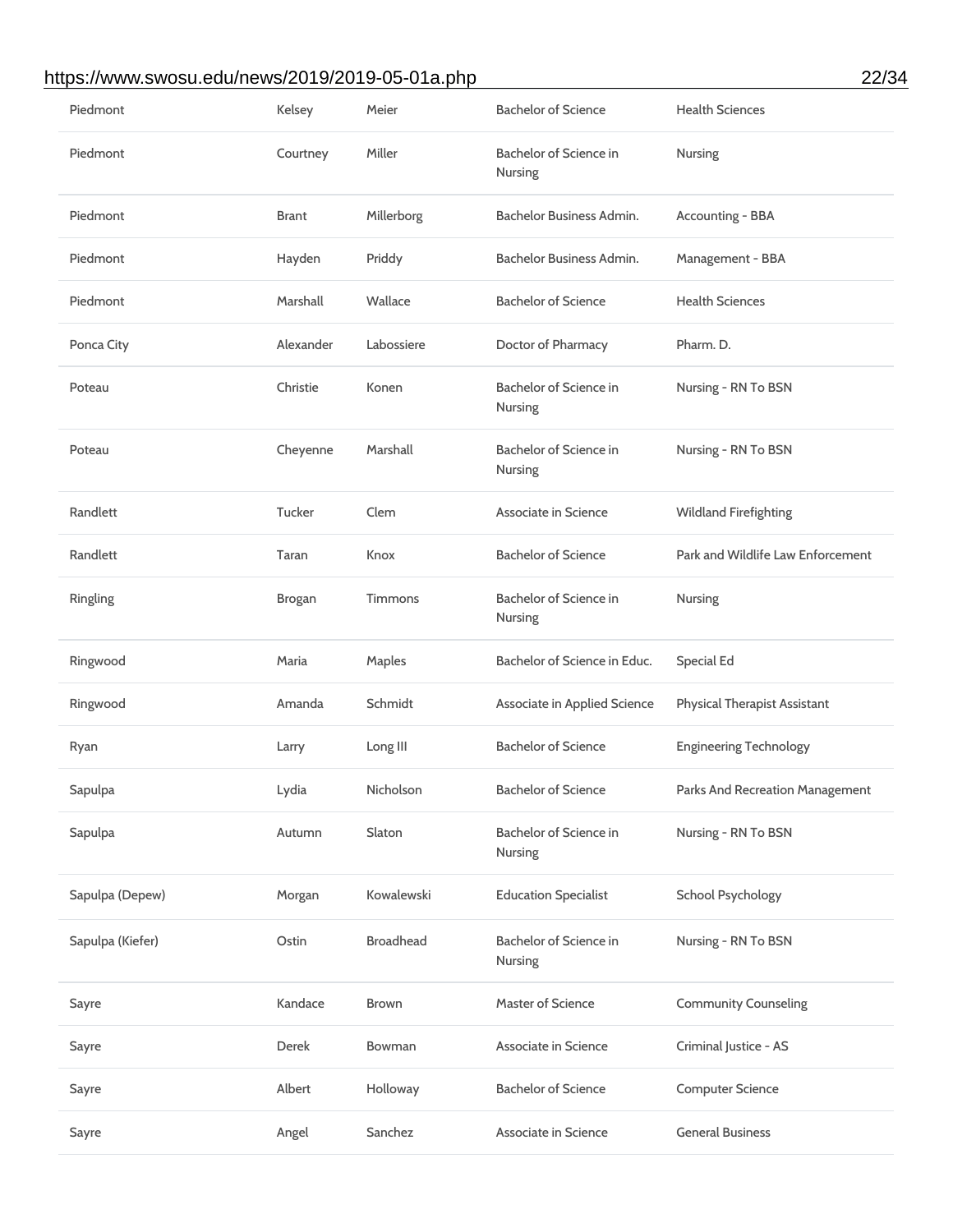| | | | | |
|---|---|---|---|---|
| Piedmont | Kelsey | Meier | Bachelor of Science | Health Sciences |
| Piedmont | Courtney | Miller | Bachelor of Science in Nursing | Nursing |
| Piedmont | Brant | Millerborg | Bachelor Business Admin. | Accounting - BBA |
| Piedmont | Hayden | Priddy | Bachelor Business Admin. | Management - BBA |
| Piedmont | Marshall | Wallace | Bachelor of Science | Health Sciences |
| Ponca City | Alexander | Labossiere | Doctor of Pharmacy | Pharm. D. |
| Poteau | Christie | Konen | Bachelor of Science in Nursing | Nursing - RN To BSN |
| Poteau | Cheyenne | Marshall | Bachelor of Science in Nursing | Nursing - RN To BSN |
| Randlett | Tucker | Clem | Associate in Science | Wildland Firefighting |
| Randlett | Taran | Knox | Bachelor of Science | Park and Wildlife Law Enforcement |
| Ringling | Brogan | Timmons | Bachelor of Science in Nursing | Nursing |
| Ringwood | Maria | Maples | Bachelor of Science in Educ. | Special Ed |
| Ringwood | Amanda | Schmidt | Associate in Applied Science | Physical Therapist Assistant |
| Ryan | Larry | Long III | Bachelor of Science | Engineering Technology |
| Sapulpa | Lydia | Nicholson | Bachelor of Science | Parks And Recreation Management |
| Sapulpa | Autumn | Slaton | Bachelor of Science in Nursing | Nursing - RN To BSN |
| Sapulpa (Depew) | Morgan | Kowalewski | Education Specialist | School Psychology |
| Sapulpa (Kiefer) | Ostin | Broadhead | Bachelor of Science in Nursing | Nursing - RN To BSN |
| Sayre | Kandace | Brown | Master of Science | Community Counseling |
| Sayre | Derek | Bowman | Associate in Science | Criminal Justice - AS |
| Sayre | Albert | Holloway | Bachelor of Science | Computer Science |
| Sayre | Angel | Sanchez | Associate in Science | General Business |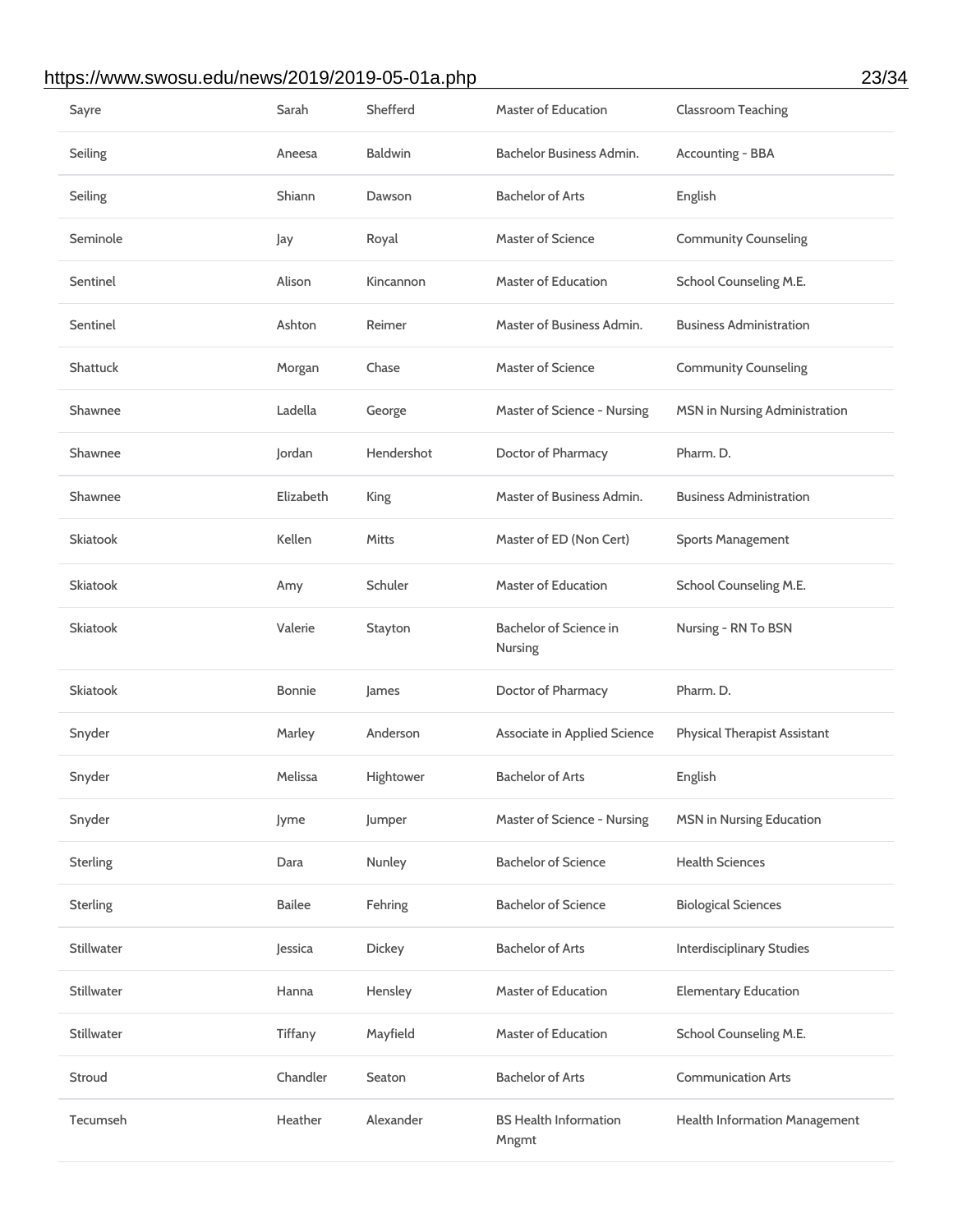| Sayre | Sarah | Shefferd | Master of Education | Classroom Teaching |
|---|---|---|---|---|
| Seiling | Aneesa | Baldwin | Bachelor Business Admin. | Accounting - BBA |
| Seiling | Shiann | Dawson | Bachelor of Arts | English |
| Seminole | Jay | Royal | Master of Science | Community Counseling |
| Sentinel | Alison | Kincannon | Master of Education | School Counseling M.E. |
| Sentinel | Ashton | Reimer | Master of Business Admin. | Business Administration |
| Shattuck | Morgan | Chase | Master of Science | Community Counseling |
| Shawnee | Ladella | George | Master of Science - Nursing | MSN in Nursing Administration |
| Shawnee | Jordan | Hendershot | Doctor of Pharmacy | Pharm. D. |
| Shawnee | Elizabeth | King | Master of Business Admin. | Business Administration |
| Skiatook | Kellen | Mitts | Master of ED (Non Cert) | Sports Management |
| Skiatook | Amy | Schuler | Master of Education | School Counseling M.E. |
| Skiatook | Valerie | Stayton | Bachelor of Science in Nursing | Nursing - RN To BSN |
| Skiatook | Bonnie | James | Doctor of Pharmacy | Pharm. D. |
| Snyder | Marley | Anderson | Associate in Applied Science | Physical Therapist Assistant |
| Snyder | Melissa | Hightower | Bachelor of Arts | English |
| Snyder | Jyme | Jumper | Master of Science - Nursing | MSN in Nursing Education |
| Sterling | Dara | Nunley | Bachelor of Science | Health Sciences |
| Sterling | Bailee | Fehring | Bachelor of Science | Biological Sciences |
| Stillwater | Jessica | Dickey | Bachelor of Arts | Interdisciplinary Studies |
| Stillwater | Hanna | Hensley | Master of Education | Elementary Education |
| Stillwater | Tiffany | Mayfield | Master of Education | School Counseling M.E. |
| Stroud | Chandler | Seaton | Bachelor of Arts | Communication Arts |
| Tecumseh | Heather | Alexander | BS Health Information Mngmt | Health Information Management |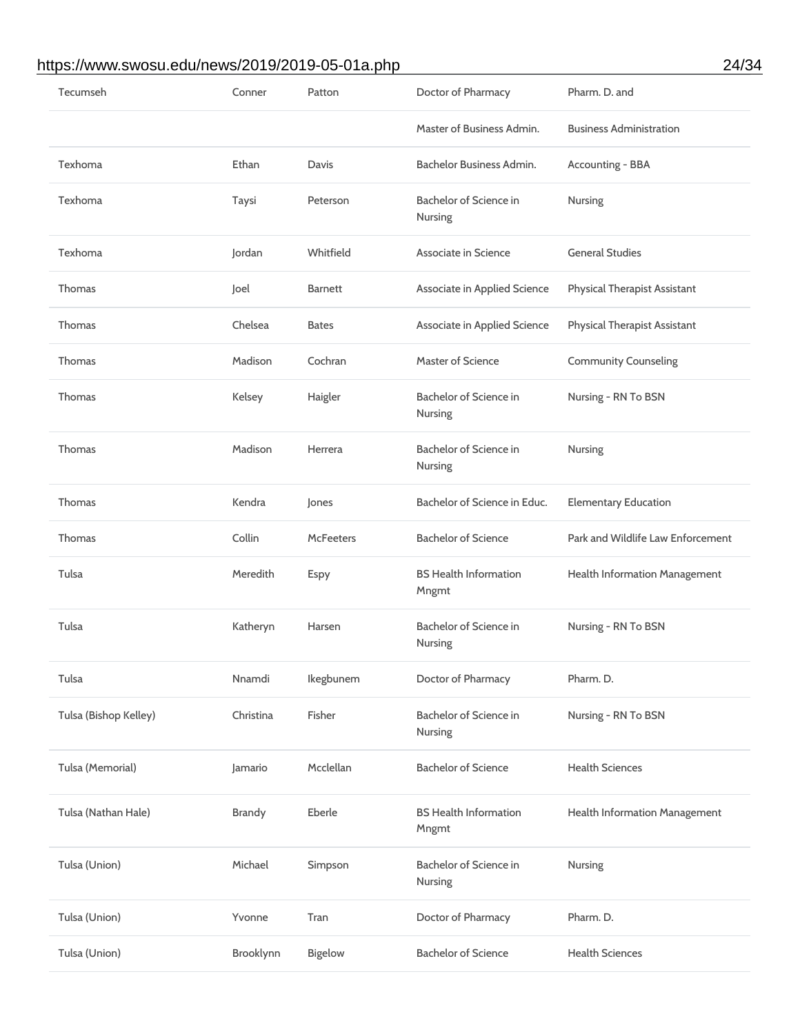| | | | | |
|---|---|---|---|---|
| Tecumseh | Conner | Patton | Doctor of Pharmacy | Pharm. D. and |
| | | | Master of Business Admin. | Business Administration |
| Texhoma | Ethan | Davis | Bachelor Business Admin. | Accounting - BBA |
| Texhoma | Taysi | Peterson | Bachelor of Science in Nursing | Nursing |
| Texhoma | Jordan | Whitfield | Associate in Science | General Studies |
| Thomas | Joel | Barnett | Associate in Applied Science | Physical Therapist Assistant |
| Thomas | Chelsea | Bates | Associate in Applied Science | Physical Therapist Assistant |
| Thomas | Madison | Cochran | Master of Science | Community Counseling |
| Thomas | Kelsey | Haigler | Bachelor of Science in Nursing | Nursing - RN To BSN |
| Thomas | Madison | Herrera | Bachelor of Science in Nursing | Nursing |
| Thomas | Kendra | Jones | Bachelor of Science in Educ. | Elementary Education |
| Thomas | Collin | McFeeters | Bachelor of Science | Park and Wildlife Law Enforcement |
| Tulsa | Meredith | Espy | BS Health Information Mngmt | Health Information Management |
| Tulsa | Katheryn | Harsen | Bachelor of Science in Nursing | Nursing - RN To BSN |
| Tulsa | Nnamdi | Ikegbunem | Doctor of Pharmacy | Pharm. D. |
| Tulsa (Bishop Kelley) | Christina | Fisher | Bachelor of Science in Nursing | Nursing - RN To BSN |
| Tulsa (Memorial) | Jamario | Mcclellan | Bachelor of Science | Health Sciences |
| Tulsa (Nathan Hale) | Brandy | Eberle | BS Health Information Mngmt | Health Information Management |
| Tulsa (Union) | Michael | Simpson | Bachelor of Science in Nursing | Nursing |
| Tulsa (Union) | Yvonne | Tran | Doctor of Pharmacy | Pharm. D. |
| Tulsa (Union) | Brooklynn | Bigelow | Bachelor of Science | Health Sciences |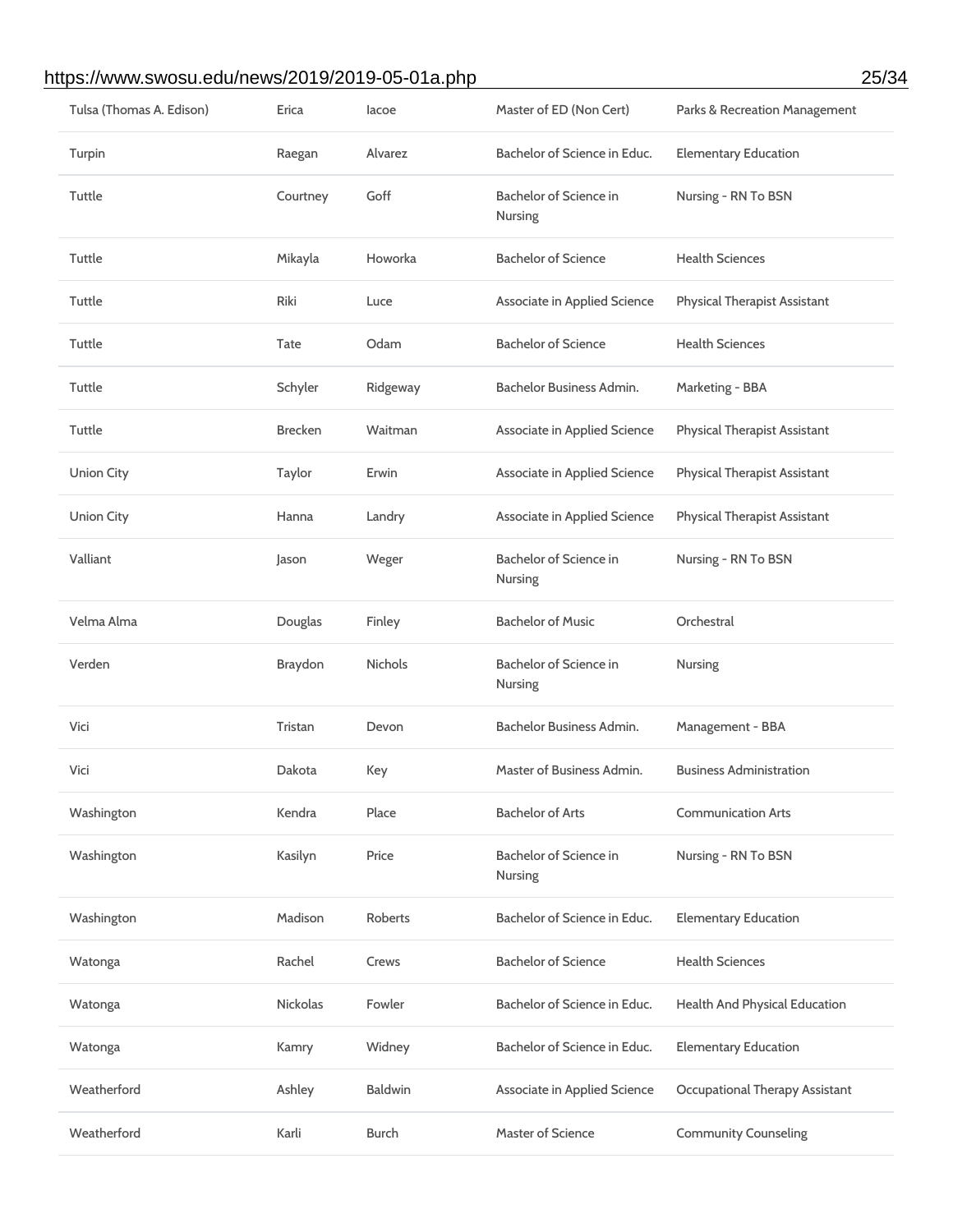| Tulsa (Thomas A. Edison) | Erica | Iacoe | Master of ED (Non Cert) | Parks & Recreation Management |
|---|---|---|---|---|
| Turpin | Raegan | Alvarez | Bachelor of Science in Educ. | Elementary Education |
| Tuttle | Courtney | Goff | Bachelor of Science in Nursing | Nursing - RN To BSN |
| Tuttle | Mikayla | Howorka | Bachelor of Science | Health Sciences |
| Tuttle | Riki | Luce | Associate in Applied Science | Physical Therapist Assistant |
| Tuttle | Tate | Odam | Bachelor of Science | Health Sciences |
| Tuttle | Schyler | Ridgeway | Bachelor Business Admin. | Marketing - BBA |
| Tuttle | Brecken | Waitman | Associate in Applied Science | Physical Therapist Assistant |
| Union City | Taylor | Erwin | Associate in Applied Science | Physical Therapist Assistant |
| Union City | Hanna | Landry | Associate in Applied Science | Physical Therapist Assistant |
| Valliant | Jason | Weger | Bachelor of Science in Nursing | Nursing - RN To BSN |
| Velma Alma | Douglas | Finley | Bachelor of Music | Orchestral |
| Verden | Braydon | Nichols | Bachelor of Science in Nursing | Nursing |
| Vici | Tristan | Devon | Bachelor Business Admin. | Management - BBA |
| Vici | Dakota | Key | Master of Business Admin. | Business Administration |
| Washington | Kendra | Place | Bachelor of Arts | Communication Arts |
| Washington | Kasilyn | Price | Bachelor of Science in Nursing | Nursing - RN To BSN |
| Washington | Madison | Roberts | Bachelor of Science in Educ. | Elementary Education |
| Watonga | Rachel | Crews | Bachelor of Science | Health Sciences |
| Watonga | Nickolas | Fowler | Bachelor of Science in Educ. | Health And Physical Education |
| Watonga | Kamry | Widney | Bachelor of Science in Educ. | Elementary Education |
| Weatherford | Ashley | Baldwin | Associate in Applied Science | Occupational Therapy Assistant |
| Weatherford | Karli | Burch | Master of Science | Community Counseling |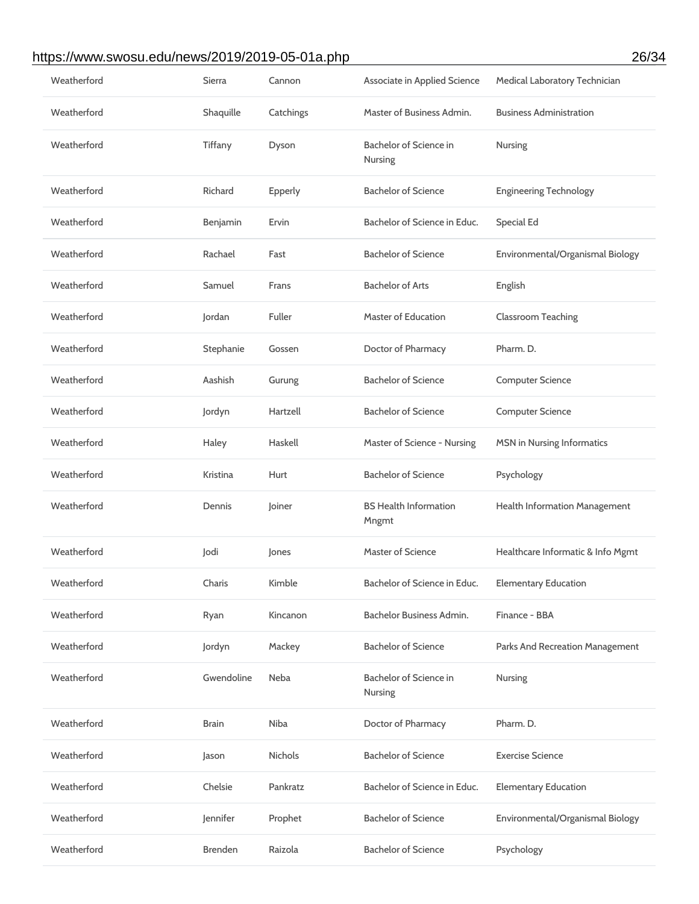| Weatherford | Sierra | Cannon | Associate in Applied Science | Medical Laboratory Technician |
|---|---|---|---|---|
| Weatherford | Shaquille | Catchings | Master of Business Admin. | Business Administration |
| Weatherford | Tiffany | Dyson | Bachelor of Science in Nursing | Nursing |
| Weatherford | Richard | Epperly | Bachelor of Science | Engineering Technology |
| Weatherford | Benjamin | Ervin | Bachelor of Science in Educ. | Special Ed |
| Weatherford | Rachael | Fast | Bachelor of Science | Environmental/Organismal Biology |
| Weatherford | Samuel | Frans | Bachelor of Arts | English |
| Weatherford | Jordan | Fuller | Master of Education | Classroom Teaching |
| Weatherford | Stephanie | Gossen | Doctor of Pharmacy | Pharm. D. |
| Weatherford | Aashish | Gurung | Bachelor of Science | Computer Science |
| Weatherford | Jordyn | Hartzell | Bachelor of Science | Computer Science |
| Weatherford | Haley | Haskell | Master of Science - Nursing | MSN in Nursing Informatics |
| Weatherford | Kristina | Hurt | Bachelor of Science | Psychology |
| Weatherford | Dennis | Joiner | BS Health Information Mngmt | Health Information Management |
| Weatherford | Jodi | Jones | Master of Science | Healthcare Informatic & Info Mgmt |
| Weatherford | Charis | Kimble | Bachelor of Science in Educ. | Elementary Education |
| Weatherford | Ryan | Kincanon | Bachelor Business Admin. | Finance - BBA |
| Weatherford | Jordyn | Mackey | Bachelor of Science | Parks And Recreation Management |
| Weatherford | Gwendoline | Neba | Bachelor of Science in Nursing | Nursing |
| Weatherford | Brain | Niba | Doctor of Pharmacy | Pharm. D. |
| Weatherford | Jason | Nichols | Bachelor of Science | Exercise Science |
| Weatherford | Chelsie | Pankratz | Bachelor of Science in Educ. | Elementary Education |
| Weatherford | Jennifer | Prophet | Bachelor of Science | Environmental/Organismal Biology |
| Weatherford | Brenden | Raizola | Bachelor of Science | Psychology |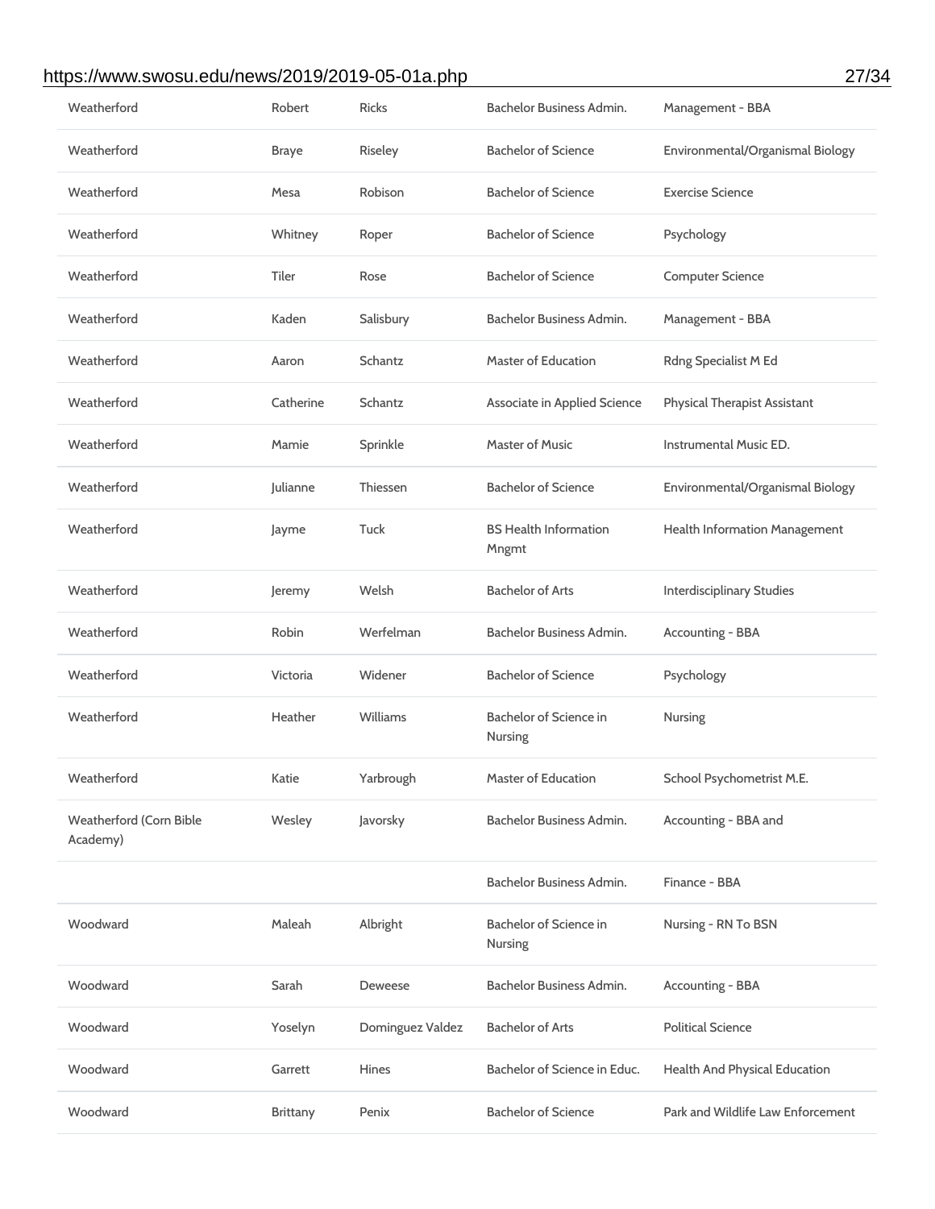| | | | | |
|---|---|---|---|---|
| Weatherford | Robert | Ricks | Bachelor Business Admin. | Management - BBA |
| Weatherford | Braye | Riseley | Bachelor of Science | Environmental/Organismal Biology |
| Weatherford | Mesa | Robison | Bachelor of Science | Exercise Science |
| Weatherford | Whitney | Roper | Bachelor of Science | Psychology |
| Weatherford | Tiler | Rose | Bachelor of Science | Computer Science |
| Weatherford | Kaden | Salisbury | Bachelor Business Admin. | Management - BBA |
| Weatherford | Aaron | Schantz | Master of Education | Rdng Specialist M Ed |
| Weatherford | Catherine | Schantz | Associate in Applied Science | Physical Therapist Assistant |
| Weatherford | Mamie | Sprinkle | Master of Music | Instrumental Music ED. |
| Weatherford | Julianne | Thiessen | Bachelor of Science | Environmental/Organismal Biology |
| Weatherford | Jayme | Tuck | BS Health Information Mngmt | Health Information Management |
| Weatherford | Jeremy | Welsh | Bachelor of Arts | Interdisciplinary Studies |
| Weatherford | Robin | Werfelman | Bachelor Business Admin. | Accounting - BBA |
| Weatherford | Victoria | Widener | Bachelor of Science | Psychology |
| Weatherford | Heather | Williams | Bachelor of Science in Nursing | Nursing |
| Weatherford | Katie | Yarbrough | Master of Education | School Psychometrist M.E. |
| Weatherford (Corn Bible Academy) | Wesley | Javorsky | Bachelor Business Admin. | Accounting - BBA and |
| | | | Bachelor Business Admin. | Finance - BBA |
| Woodward | Maleah | Albright | Bachelor of Science in Nursing | Nursing - RN To BSN |
| Woodward | Sarah | Deweese | Bachelor Business Admin. | Accounting - BBA |
| Woodward | Yoselyn | Dominguez Valdez | Bachelor of Arts | Political Science |
| Woodward | Garrett | Hines | Bachelor of Science in Educ. | Health And Physical Education |
| Woodward | Brittany | Penix | Bachelor of Science | Park and Wildlife Law Enforcement |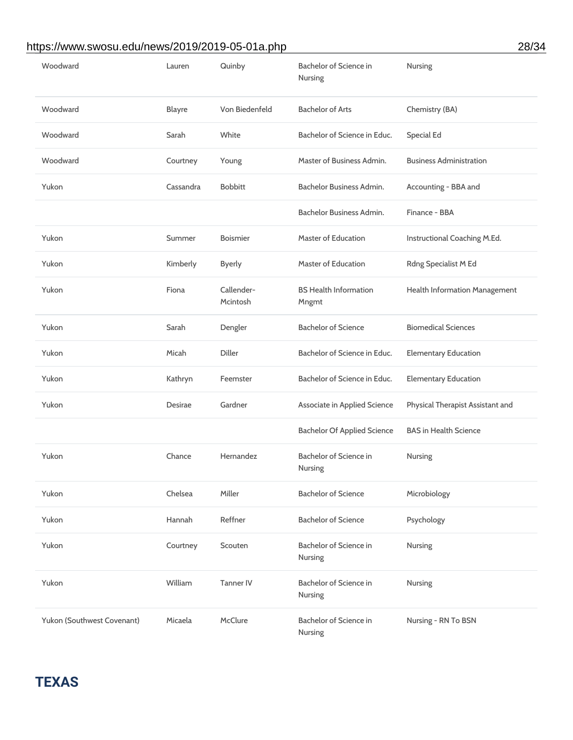| | | | | |
|---|---|---|---|---|
| Woodward | Lauren | Quinby | Bachelor of Science in Nursing | Nursing |
| Woodward | Blayre | Von Biedenfeld | Bachelor of Arts | Chemistry (BA) |
| Woodward | Sarah | White | Bachelor of Science in Educ. | Special Ed |
| Woodward | Courtney | Young | Master of Business Admin. | Business Administration |
| Yukon | Cassandra | Bobbitt | Bachelor Business Admin. | Accounting - BBA and |
| | | | Bachelor Business Admin. | Finance - BBA |
| Yukon | Summer | Boismier | Master of Education | Instructional Coaching M.Ed. |
| Yukon | Kimberly | Byerly | Master of Education | Rdng Specialist M Ed |
| Yukon | Fiona | Callender-Mcintosh | BS Health Information Mngmt | Health Information Management |
| Yukon | Sarah | Dengler | Bachelor of Science | Biomedical Sciences |
| Yukon | Micah | Diller | Bachelor of Science in Educ. | Elementary Education |
| Yukon | Kathryn | Feemster | Bachelor of Science in Educ. | Elementary Education |
| Yukon | Desirae | Gardner | Associate in Applied Science | Physical Therapist Assistant and |
| | | | Bachelor Of Applied Science | BAS in Health Science |
| Yukon | Chance | Hernandez | Bachelor of Science in Nursing | Nursing |
| Yukon | Chelsea | Miller | Bachelor of Science | Microbiology |
| Yukon | Hannah | Reffner | Bachelor of Science | Psychology |
| Yukon | Courtney | Scouten | Bachelor of Science in Nursing | Nursing |
| Yukon | William | Tanner IV | Bachelor of Science in Nursing | Nursing |
| Yukon (Southwest Covenant) | Micaela | McClure | Bachelor of Science in Nursing | Nursing - RN To BSN |

## TEXAS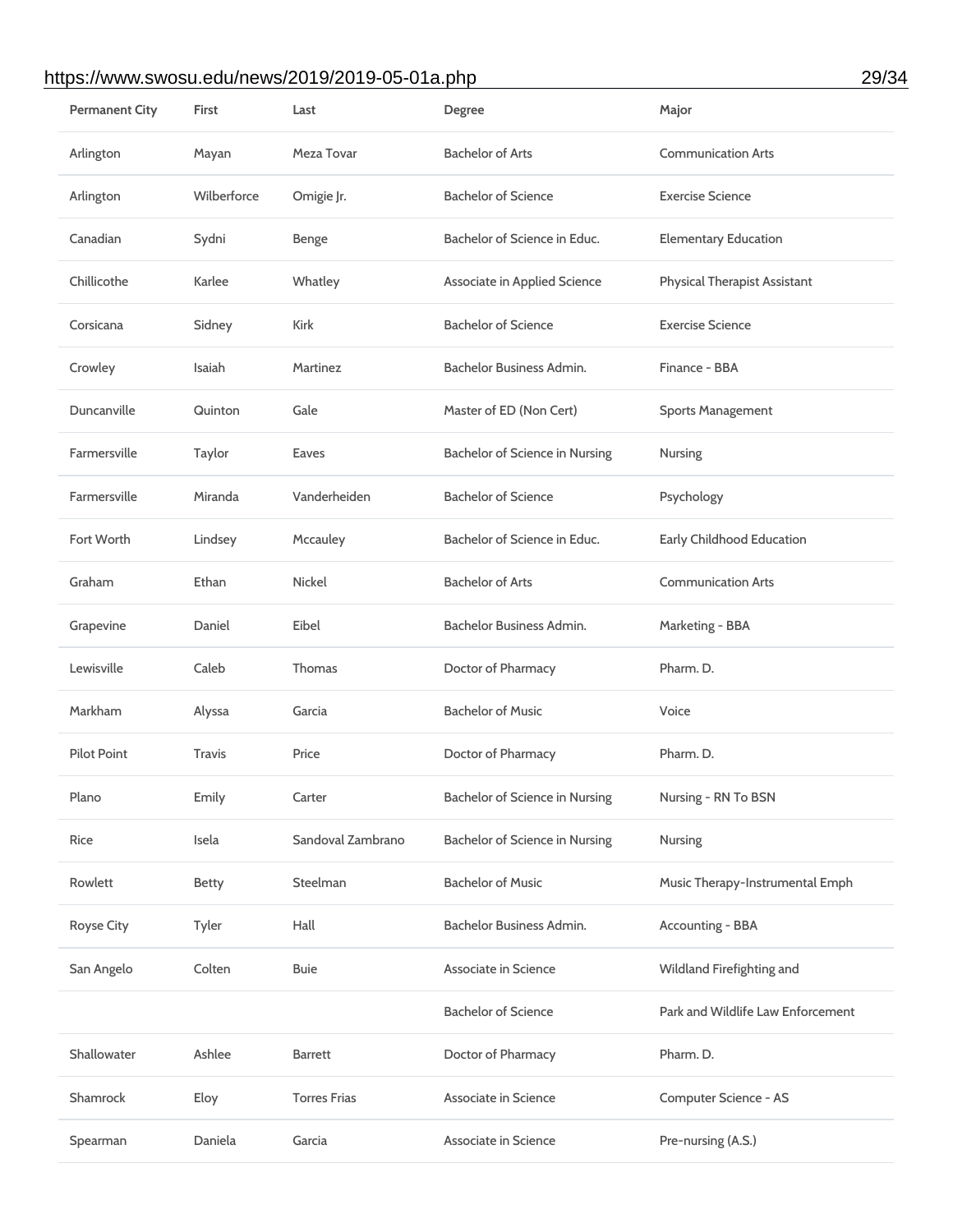| Permanent City | First | Last | Degree | Major |
| --- | --- | --- | --- | --- |
| Arlington | Mayan | Meza Tovar | Bachelor of Arts | Communication Arts |
| Arlington | Wilberforce | Omigie Jr. | Bachelor of Science | Exercise Science |
| Canadian | Sydni | Benge | Bachelor of Science in Educ. | Elementary Education |
| Chillicothe | Karlee | Whatley | Associate in Applied Science | Physical Therapist Assistant |
| Corsicana | Sidney | Kirk | Bachelor of Science | Exercise Science |
| Crowley | Isaiah | Martinez | Bachelor Business Admin. | Finance - BBA |
| Duncanville | Quinton | Gale | Master of ED (Non Cert) | Sports Management |
| Farmersville | Taylor | Eaves | Bachelor of Science in Nursing | Nursing |
| Farmersville | Miranda | Vanderheiden | Bachelor of Science | Psychology |
| Fort Worth | Lindsey | Mccauley | Bachelor of Science in Educ. | Early Childhood Education |
| Graham | Ethan | Nickel | Bachelor of Arts | Communication Arts |
| Grapevine | Daniel | Eibel | Bachelor Business Admin. | Marketing - BBA |
| Lewisville | Caleb | Thomas | Doctor of Pharmacy | Pharm. D. |
| Markham | Alyssa | Garcia | Bachelor of Music | Voice |
| Pilot Point | Travis | Price | Doctor of Pharmacy | Pharm. D. |
| Plano | Emily | Carter | Bachelor of Science in Nursing | Nursing - RN To BSN |
| Rice | Isela | Sandoval Zambrano | Bachelor of Science in Nursing | Nursing |
| Rowlett | Betty | Steelman | Bachelor of Music | Music Therapy-Instrumental Emph |
| Royse City | Tyler | Hall | Bachelor Business Admin. | Accounting - BBA |
| San Angelo | Colten | Buie | Associate in Science | Wildland Firefighting and |
| | | | Bachelor of Science | Park and Wildlife Law Enforcement |
| Shallowater | Ashlee | Barrett | Doctor of Pharmacy | Pharm. D. |
| Shamrock | Eloy | Torres Frias | Associate in Science | Computer Science - AS |
| Spearman | Daniela | Garcia | Associate in Science | Pre-nursing (A.S.) |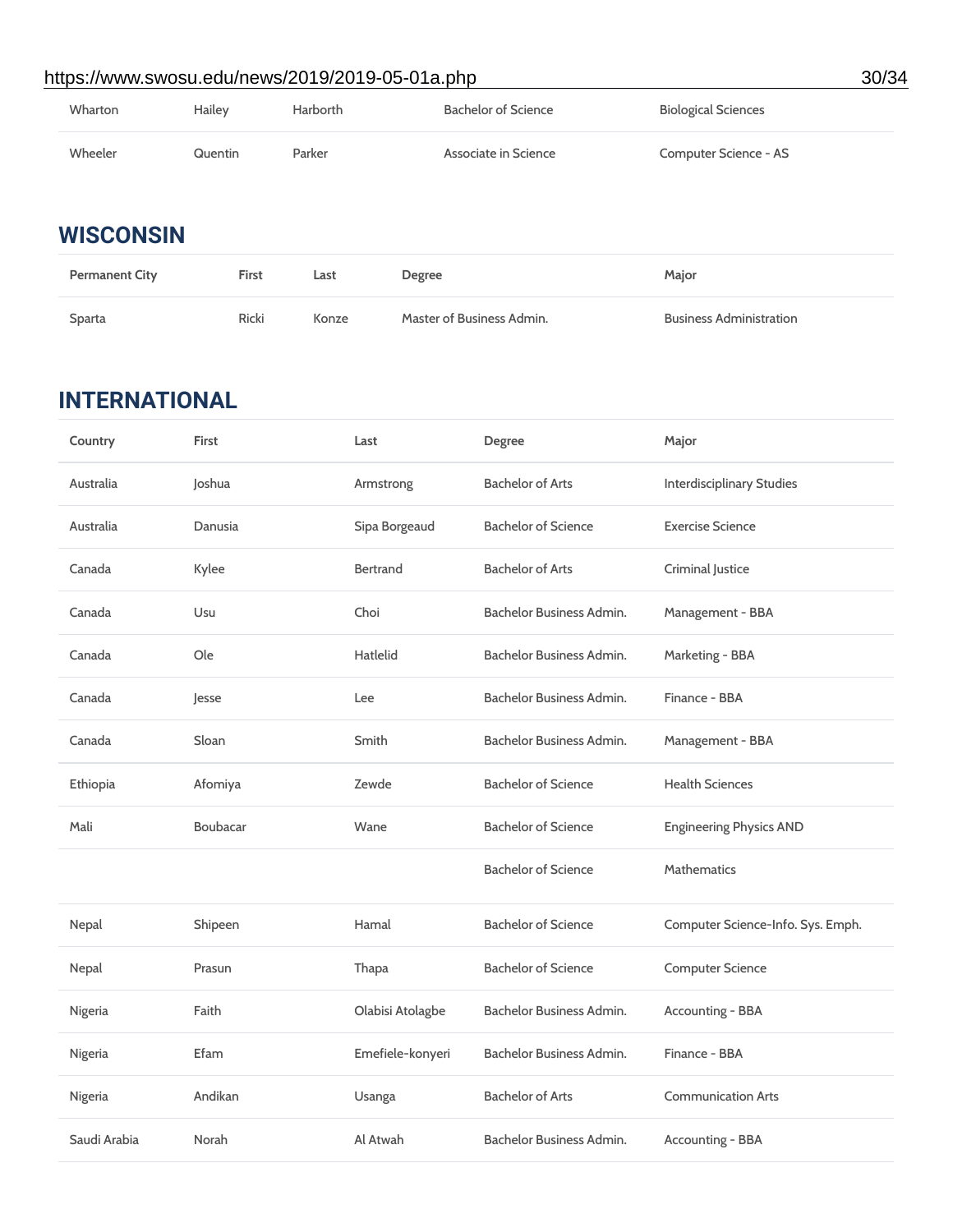| | | | | |
|---|---|---|---|---|
| Wharton | Hailey | Harborth | Bachelor of Science | Biological Sciences |
| Wheeler | Quentin | Parker | Associate in Science | Computer Science - AS |

## WISCONSIN

| Permanent City | First | Last | Degree | Major |
|---|---|---|---|---|
| Sparta | Ricki | Konze | Master of Business Admin. | Business Administration |

## INTERNATIONAL

| Country | First | Last | Degree | Major |
|---|---|---|---|---|
| Australia | Joshua | Armstrong | Bachelor of Arts | Interdisciplinary Studies |
| Australia | Danusia | Sipa Borgeaud | Bachelor of Science | Exercise Science |
| Canada | Kylee | Bertrand | Bachelor of Arts | Criminal Justice |
| Canada | Usu | Choi | Bachelor Business Admin. | Management - BBA |
| Canada | Ole | Hatlelid | Bachelor Business Admin. | Marketing - BBA |
| Canada | Jesse | Lee | Bachelor Business Admin. | Finance - BBA |
| Canada | Sloan | Smith | Bachelor Business Admin. | Management - BBA |
| Ethiopia | Afomiya | Zewde | Bachelor of Science | Health Sciences |
| Mali | Boubacar | Wane | Bachelor of Science | Engineering Physics AND |
| | | | Bachelor of Science | Mathematics |
| Nepal | Shipeen | Hamal | Bachelor of Science | Computer Science-Info. Sys. Emph. |
| Nepal | Prasun | Thapa | Bachelor of Science | Computer Science |
| Nigeria | Faith | Olabisi Atolagbe | Bachelor Business Admin. | Accounting - BBA |
| Nigeria | Efam | Emefiele-konyeri | Bachelor Business Admin. | Finance - BBA |
| Nigeria | Andikan | Usanga | Bachelor of Arts | Communication Arts |
| Saudi Arabia | Norah | Al Atwah | Bachelor Business Admin. | Accounting - BBA |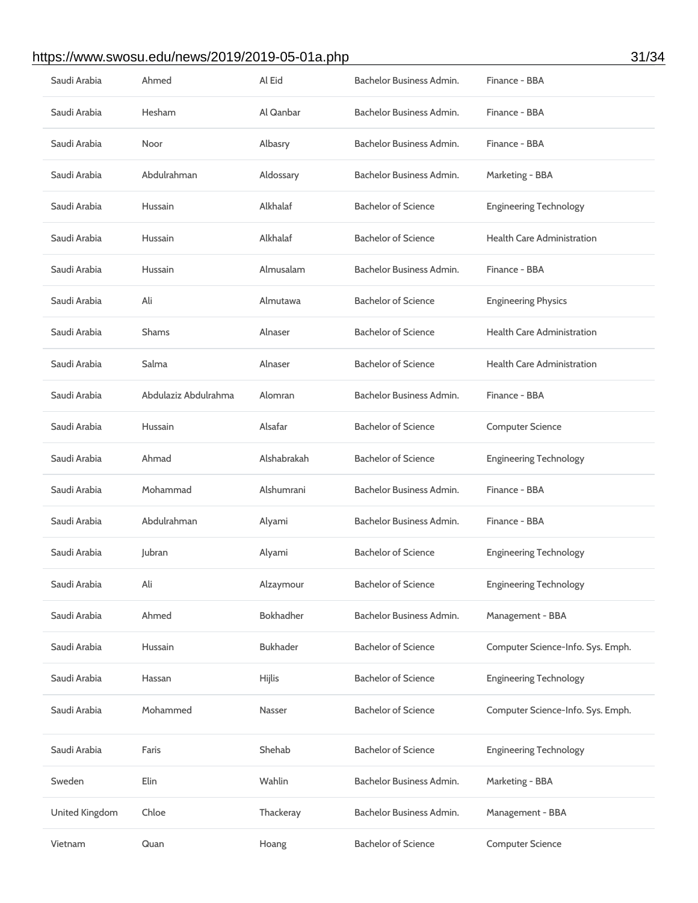| | | | | |
|---|---|---|---|---|
| Saudi Arabia | Ahmed | Al Eid | Bachelor Business Admin. | Finance - BBA |
| Saudi Arabia | Hesham | Al Qanbar | Bachelor Business Admin. | Finance - BBA |
| Saudi Arabia | Noor | Albasry | Bachelor Business Admin. | Finance - BBA |
| Saudi Arabia | Abdulrahman | Aldossary | Bachelor Business Admin. | Marketing - BBA |
| Saudi Arabia | Hussain | Alkhalaf | Bachelor of Science | Engineering Technology |
| Saudi Arabia | Hussain | Alkhalaf | Bachelor of Science | Health Care Administration |
| Saudi Arabia | Hussain | Almusalam | Bachelor Business Admin. | Finance - BBA |
| Saudi Arabia | Ali | Almutawa | Bachelor of Science | Engineering Physics |
| Saudi Arabia | Shams | Alnaser | Bachelor of Science | Health Care Administration |
| Saudi Arabia | Salma | Alnaser | Bachelor of Science | Health Care Administration |
| Saudi Arabia | Abdulaziz Abdulrahma | Alomran | Bachelor Business Admin. | Finance - BBA |
| Saudi Arabia | Hussain | Alsafar | Bachelor of Science | Computer Science |
| Saudi Arabia | Ahmad | Alshabrakah | Bachelor of Science | Engineering Technology |
| Saudi Arabia | Mohammad | Alshumrani | Bachelor Business Admin. | Finance - BBA |
| Saudi Arabia | Abdulrahman | Alyami | Bachelor Business Admin. | Finance - BBA |
| Saudi Arabia | Jubran | Alyami | Bachelor of Science | Engineering Technology |
| Saudi Arabia | Ali | Alzaymour | Bachelor of Science | Engineering Technology |
| Saudi Arabia | Ahmed | Bokhadher | Bachelor Business Admin. | Management - BBA |
| Saudi Arabia | Hussain | Bukhader | Bachelor of Science | Computer Science-Info. Sys. Emph. |
| Saudi Arabia | Hassan | Hijlis | Bachelor of Science | Engineering Technology |
| Saudi Arabia | Mohammed | Nasser | Bachelor of Science | Computer Science-Info. Sys. Emph. |
| Saudi Arabia | Faris | Shehab | Bachelor of Science | Engineering Technology |
| Sweden | Elin | Wahlin | Bachelor Business Admin. | Marketing - BBA |
| United Kingdom | Chloe | Thackeray | Bachelor Business Admin. | Management - BBA |
| Vietnam | Quan | Hoang | Bachelor of Science | Computer Science |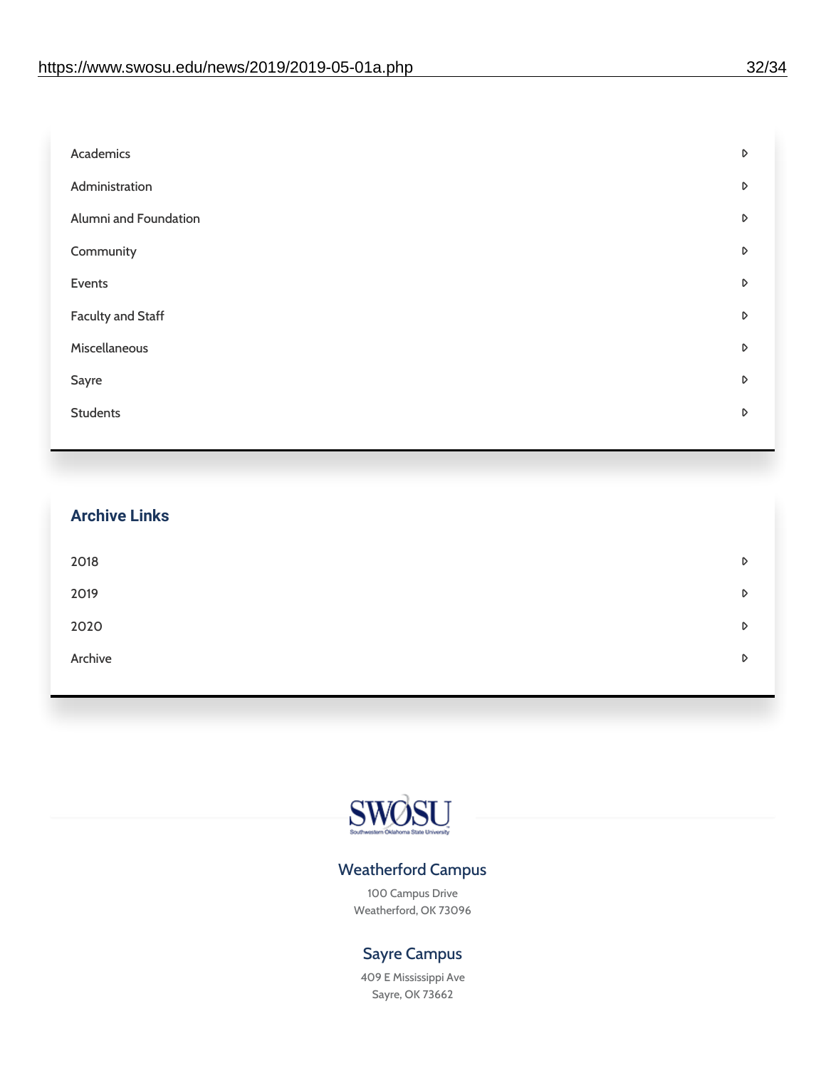- Academics
- Administration
- Alumni and Foundation
- Community
- Events
- Faculty and Staff
- Miscellaneous
- Sayre
- Students

## Archive Links

- 2018
- 2019
- 2020
- Archive

SWOSU
Southwestern Oklahoma State University

### Weatherford Campus

100 Campus Drive
Weatherford, OK 73096

### Sayre Campus

409 E Mississippi Ave
Sayre, OK 73662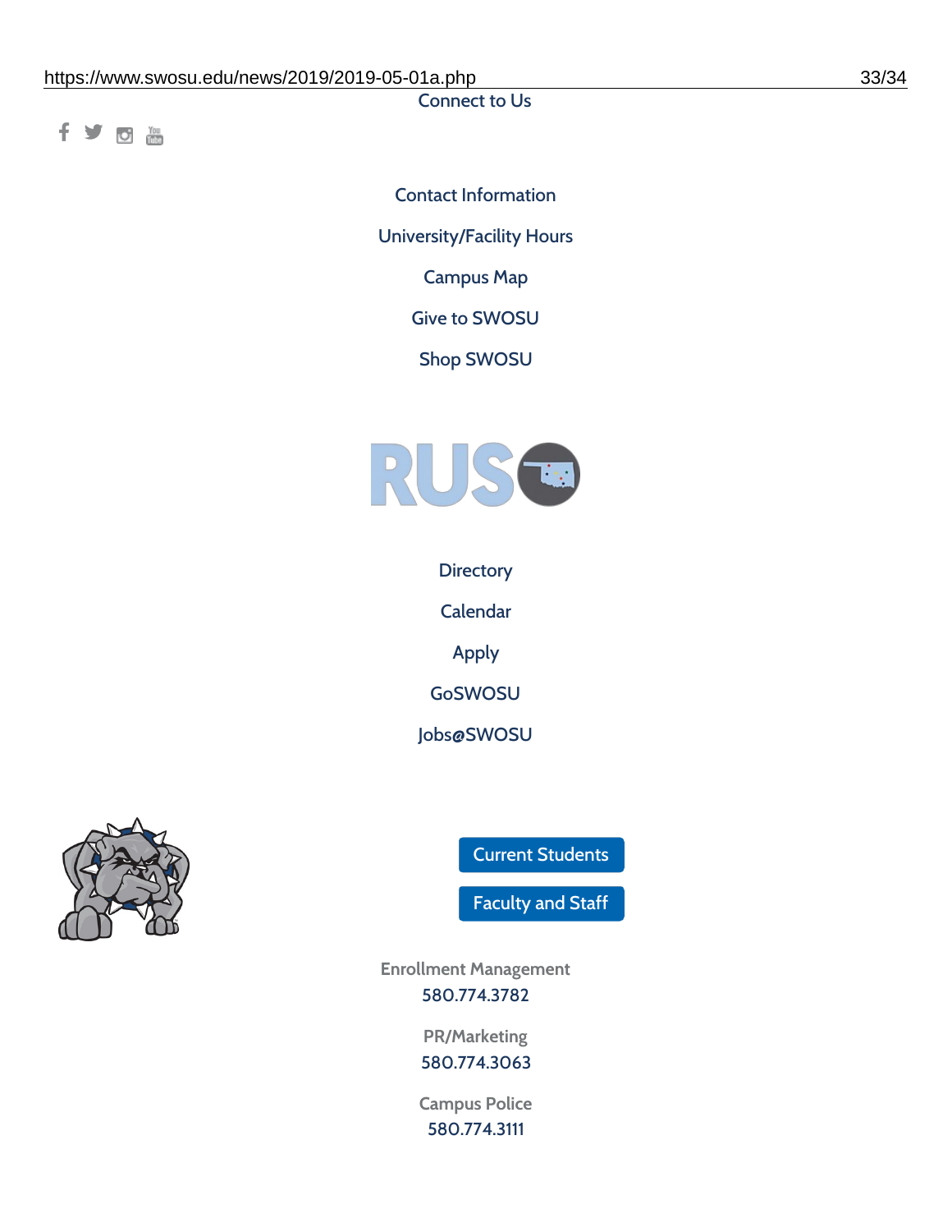Connect to Us

Contact Information

University/Facility Hours

Campus Map

Give to SWOSU

Shop SWOSU

Directory

Calendar

Apply

GoSWOSU

Jobs@SWOSU

Current Students

Faculty and Staff

Enrollment Management
580.774.3782

PR/Marketing
580.774.3063

Campus Police
580.774.3111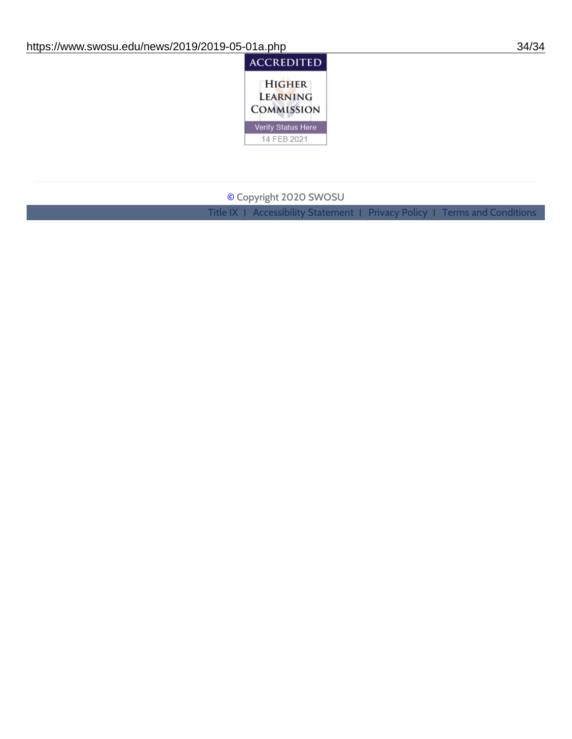ACCREDITED

HIGHER LEARNING COMMISSION

Verify Status Here

14 FEB 2021

© Copyright 2020 SWOSU

Title IX | Accessibility Statement | Privacy Policy | Terms and Conditions